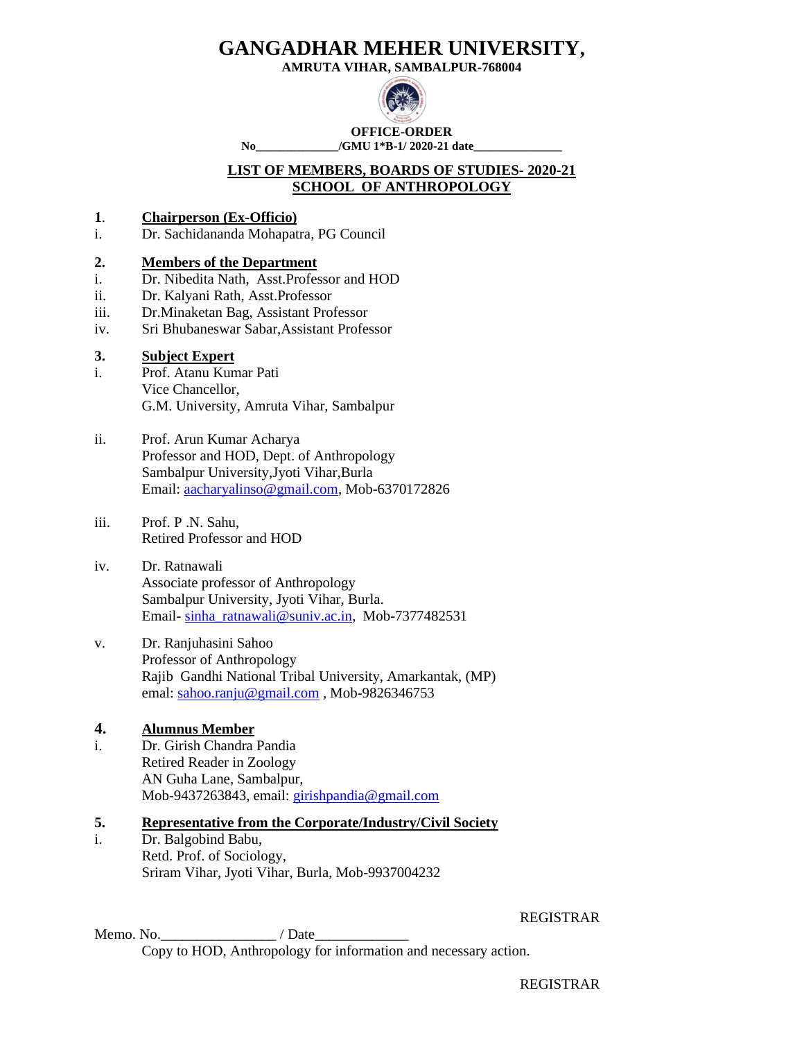# GANGADHAR MEHER UNIVERSITY,

**AMRUTA VIHAR, SAMBALPUR-768004**

**OFFICE-ORDER**

**No______________/GMU 1*B-1/ 2020-21 date_______________**

## LIST OF MEMBERS, BOARDS OF STUDIES- 2020-21
## SCHOOL OF ANTHROPOLOGY

**1. Chairperson (Ex-Officio)**

i. Dr. Sachidananda Mohapatra, PG Council

**2. Members of the Department**

i. Dr. Nibedita Nath, Asst.Professor and HOD
ii. Dr. Kalyani Rath, Asst.Professor
iii. Dr.Minaketan Bag, Assistant Professor
iv. Sri Bhubaneswar Sabar,Assistant Professor

**3. Subject Expert**

i. Prof. Atanu Kumar Pati
Vice Chancellor,
G.M. University, Amruta Vihar, Sambalpur

ii. Prof. Arun Kumar Acharya
Professor and HOD, Dept. of Anthropology
Sambalpur University,Jyoti Vihar,Burla
Email: aacharyalinso@gmail.com, Mob-6370172826

iii. Prof. P .N. Sahu,
Retired Professor and HOD

iv. Dr. Ratnawali
Associate professor of Anthropology
Sambalpur University, Jyoti Vihar, Burla.
Email- sinha_ratnawali@suniv.ac.in, Mob-7377482531

v. Dr. Ranjuhasini Sahoo
Professor of Anthropology
Rajib Gandhi National Tribal University, Amarkantak, (MP)
emal: sahoo.ranju@gmail.com , Mob-9826346753

**4. Alumnus Member**

i. Dr. Girish Chandra Pandia
Retired Reader in Zoology
AN Guha Lane, Sambalpur,
Mob-9437263843, email: girishpandia@gmail.com

**5. Representative from the Corporate/Industry/Civil Society**

i. Dr. Balgobind Babu,
Retd. Prof. of Sociology,
Sriram Vihar, Jyoti Vihar, Burla, Mob-9937004232

REGISTRAR

Memo. No.________________ / Date_____________

Copy to HOD, Anthropology for information and necessary action.

REGISTRAR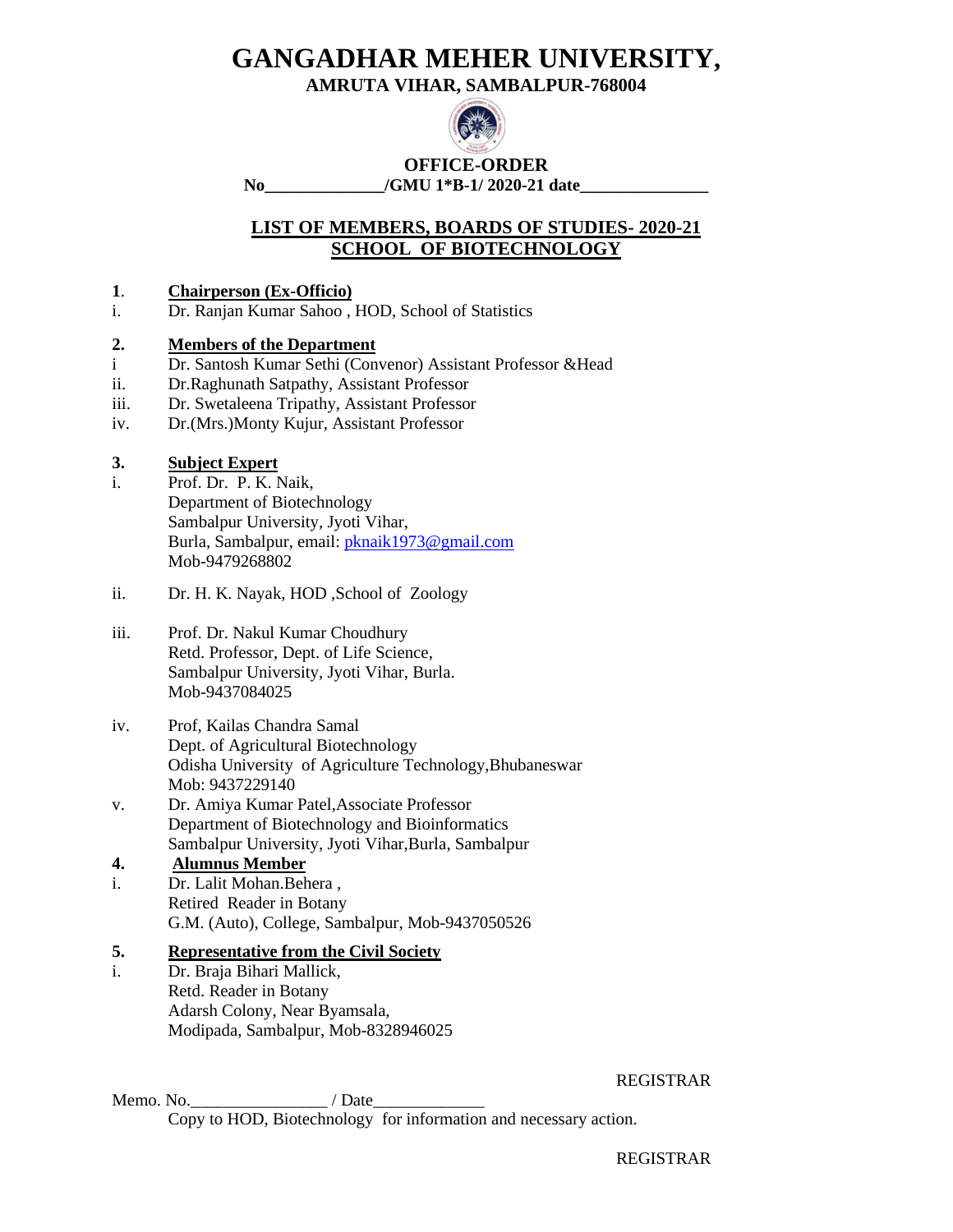# GANGADHAR MEHER UNIVERSITY,

**AMRUTA VIHAR, SAMBALPUR-768004**

**OFFICE-ORDER**

**No______________/GMU 1*B-1/ 2020-21 date_______________**

## LIST OF MEMBERS, BOARDS OF STUDIES- 2020-21
## SCHOOL OF BIOTECHNOLOGY

**1. Chairperson (Ex-Officio)**

i. Dr. Ranjan Kumar Sahoo , HOD, School of Statistics

**2. Members of the Department**

i Dr. Santosh Kumar Sethi (Convenor) Assistant Professor &Head

ii. Dr.Raghunath Satpathy, Assistant Professor

iii. Dr. Swetaleena Tripathy, Assistant Professor

iv. Dr.(Mrs.)Monty Kujur, Assistant Professor

**3. Subject Expert**

i. Prof. Dr. P. K. Naik,
Department of Biotechnology
Sambalpur University, Jyoti Vihar,
Burla, Sambalpur, email: pknaik1973@gmail.com
Mob-9479268802

ii. Dr. H. K. Nayak, HOD ,School of Zoology

iii. Prof. Dr. Nakul Kumar Choudhury
Retd. Professor, Dept. of Life Science,
Sambalpur University, Jyoti Vihar, Burla.
Mob-9437084025

iv. Prof, Kailas Chandra Samal
Dept. of Agricultural Biotechnology
Odisha University of Agriculture Technology,Bhubaneswar
Mob: 9437229140

v. Dr. Amiya Kumar Patel,Associate Professor
Department of Biotechnology and Bioinformatics
Sambalpur University, Jyoti Vihar,Burla, Sambalpur

**4. Alumnus Member**

i. Dr. Lalit Mohan.Behera ,
Retired Reader in Botany
G.M. (Auto), College, Sambalpur, Mob-9437050526

**5. Representative from the Civil Society**

i. Dr. Braja Bihari Mallick,
Retd. Reader in Botany
Adarsh Colony, Near Byamsala,
Modipada, Sambalpur, Mob-8328946025

REGISTRAR

Memo. No.________________ / Date_____________

Copy to HOD, Biotechnology for information and necessary action.

REGISTRAR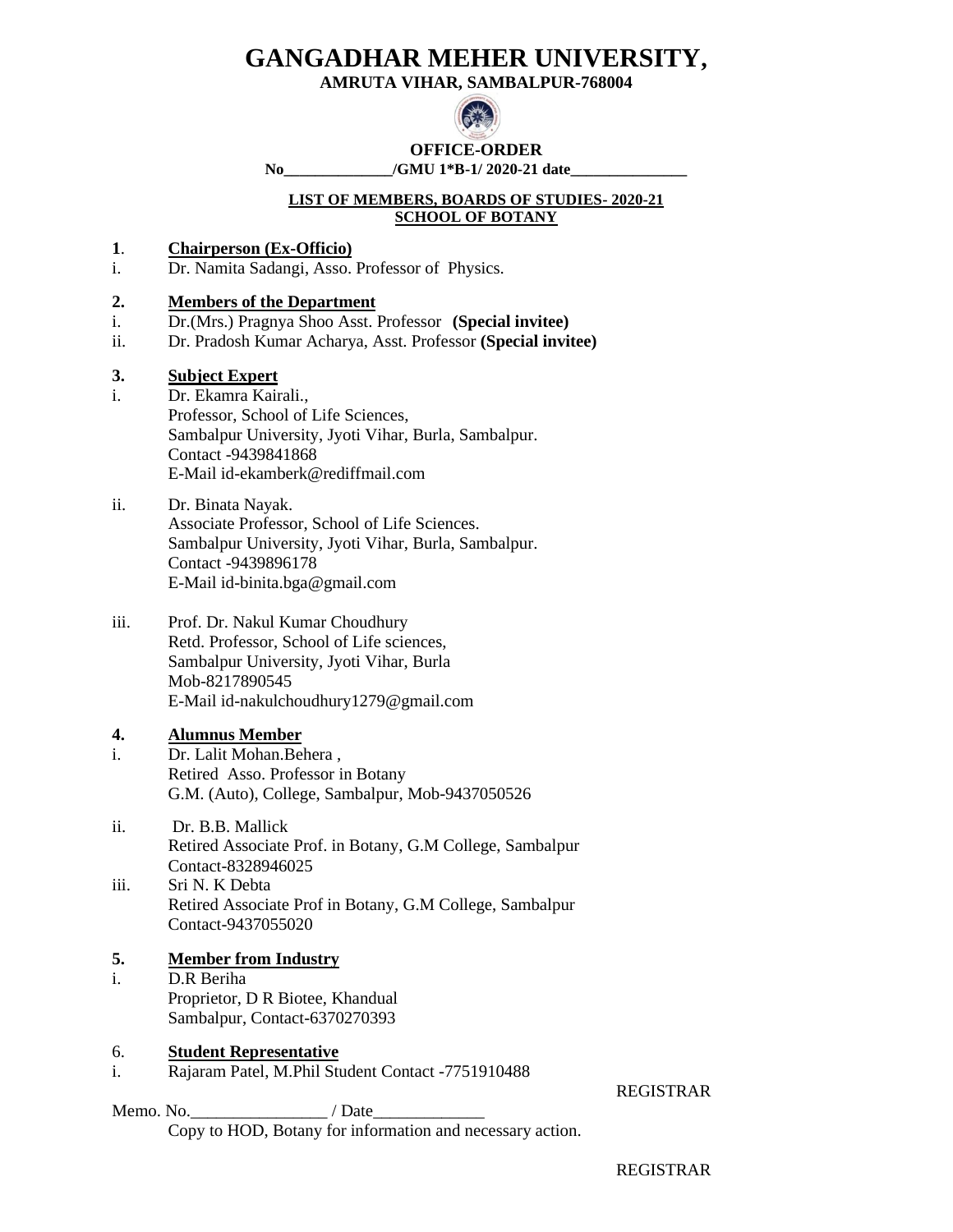# GANGADHAR MEHER UNIVERSITY,

**AMRUTA VIHAR, SAMBALPUR-768004**

**OFFICE-ORDER**

**No______________/GMU 1*B-1/ 2020-21 date_______________**

**LIST OF MEMBERS, BOARDS OF STUDIES- 2020-21**
**SCHOOL OF BOTANY**

**1. Chairperson (Ex-Officio)**

i. Dr. Namita Sadangi, Asso. Professor of Physics.

**2. Members of the Department**

i. Dr.(Mrs.) Pragnya Shoo Asst. Professor **(Special invitee)**
ii. Dr. Pradosh Kumar Acharya, Asst. Professor **(Special invitee)**

**3. Subject Expert**

i. Dr. Ekamra Kairali.,
Professor, School of Life Sciences,
Sambalpur University, Jyoti Vihar, Burla, Sambalpur.
Contact -9439841868
E-Mail id-ekamberk@rediffmail.com

ii. Dr. Binata Nayak.
Associate Professor, School of Life Sciences.
Sambalpur University, Jyoti Vihar, Burla, Sambalpur.
Contact -9439896178
E-Mail id-binita.bga@gmail.com

iii. Prof. Dr. Nakul Kumar Choudhury
Retd. Professor, School of Life sciences,
Sambalpur University, Jyoti Vihar, Burla
Mob-8217890545
E-Mail id-nakulchoudhury1279@gmail.com

**4. Alumnus Member**

i. Dr. Lalit Mohan.Behera ,
Retired Asso. Professor in Botany
G.M. (Auto), College, Sambalpur, Mob-9437050526

ii. Dr. B.B. Mallick
Retired Associate Prof. in Botany, G.M College, Sambalpur
Contact-8328946025

iii. Sri N. K Debta
Retired Associate Prof in Botany, G.M College, Sambalpur
Contact-9437055020

**5. Member from Industry**

i. D.R Beriha
Proprietor, D R Biotee, Khandual
Sambalpur, Contact-6370270393

6. **Student Representative**

i. Rajaram Patel, M.Phil Student Contact -7751910488

REGISTRAR

Memo. No.________________ / Date_____________

Copy to HOD, Botany for information and necessary action.

REGISTRAR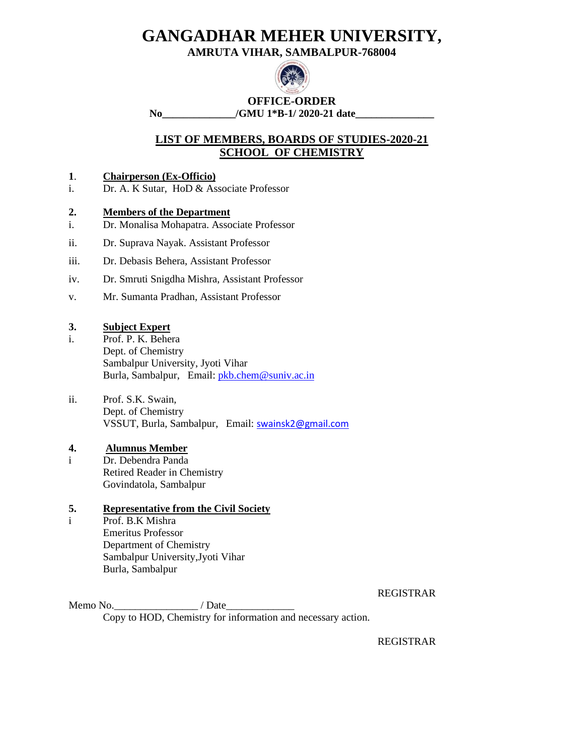# GANGADHAR MEHER UNIVERSITY,

**AMRUTA VIHAR, SAMBALPUR-768004**

**OFFICE-ORDER**

**No______________/GMU 1*B-1/ 2020-21 date_______________**

## LIST OF MEMBERS, BOARDS OF STUDIES-2020-21
## SCHOOL OF CHEMISTRY

**1. Chairperson (Ex-Officio)**

i. Dr. A. K Sutar, HoD & Associate Professor

**2. Members of the Department**

i. Dr. Monalisa Mohapatra. Associate Professor

ii. Dr. Suprava Nayak. Assistant Professor

iii. Dr. Debasis Behera, Assistant Professor

iv. Dr. Smruti Snigdha Mishra, Assistant Professor

v. Mr. Sumanta Pradhan, Assistant Professor

**3. Subject Expert**

i. Prof. P. K. Behera
Dept. of Chemistry
Sambalpur University, Jyoti Vihar
Burla, Sambalpur, Email: pkb.chem@suniv.ac.in

ii. Prof. S.K. Swain,
Dept. of Chemistry
VSSUT, Burla, Sambalpur, Email: swainsk2@gmail.com

**4. Alumnus Member**

i Dr. Debendra Panda
Retired Reader in Chemistry
Govindatola, Sambalpur

**5. Representative from the Civil Society**

i Prof. B.K Mishra
Emeritus Professor
Department of Chemistry
Sambalpur University,Jyoti Vihar
Burla, Sambalpur

REGISTRAR

Memo No.________________ / Date_____________

Copy to HOD, Chemistry for information and necessary action.

REGISTRAR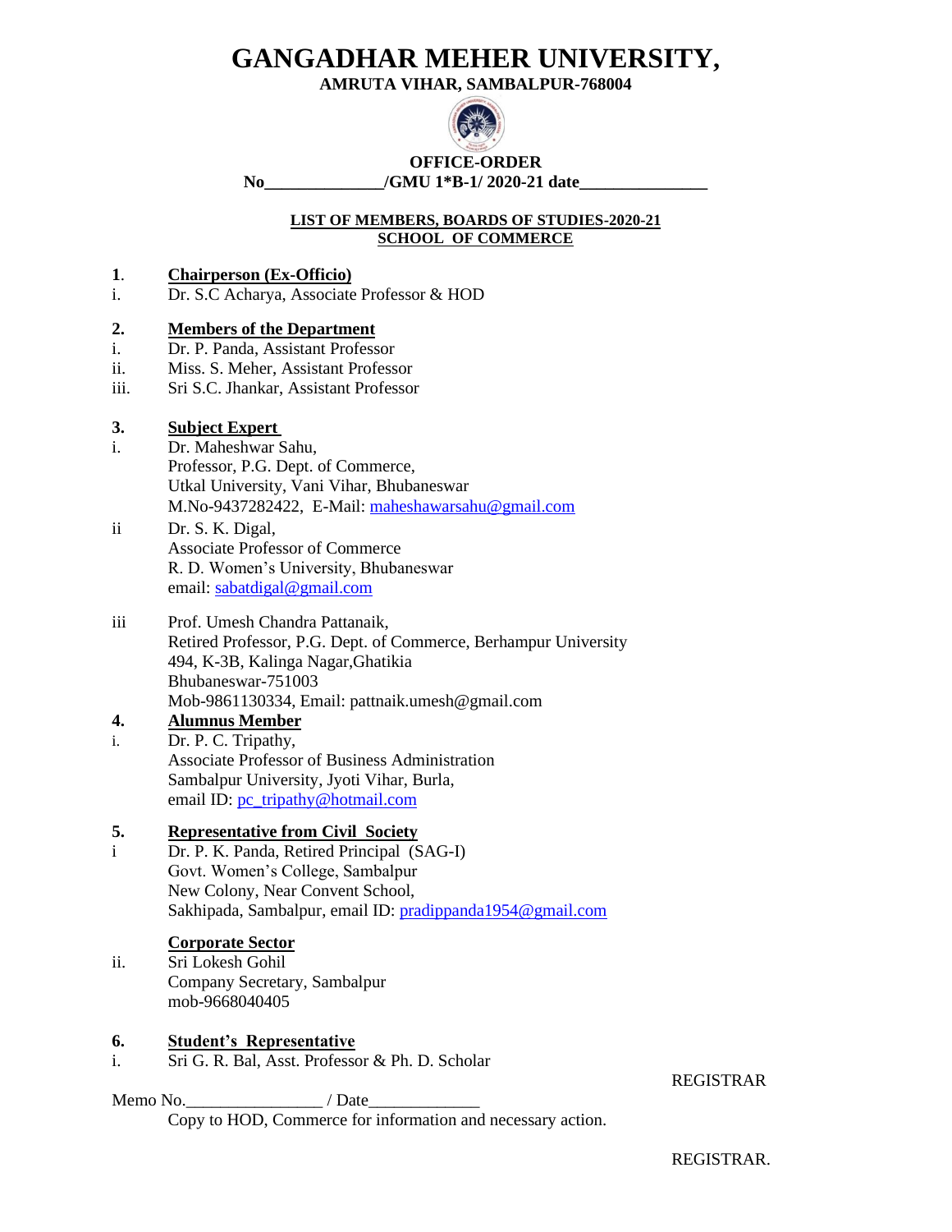# GANGADHAR MEHER UNIVERSITY,

**AMRUTA VIHAR, SAMBALPUR-768004**

**OFFICE-ORDER**

**No_____________/GMU 1*B-1/ 2020-21 date______________**

**LIST OF MEMBERS, BOARDS OF STUDIES-2020-21**
**SCHOOL OF COMMERCE**

**1. Chairperson (Ex-Officio)**

i. Dr. S.C Acharya, Associate Professor & HOD

**2. Members of the Department**

i. Dr. P. Panda, Assistant Professor
ii. Miss. S. Meher, Assistant Professor
iii. Sri S.C. Jhankar, Assistant Professor

**3. Subject Expert**

i. Dr. Maheshwar Sahu,
Professor, P.G. Dept. of Commerce,
Utkal University, Vani Vihar, Bhubaneswar
M.No-9437282422, E-Mail: maheshawarsahu@gmail.com

ii Dr. S. K. Digal,
Associate Professor of Commerce
R. D. Women's University, Bhubaneswar
email: sabatdigal@gmail.com

iii Prof. Umesh Chandra Pattanaik,
Retired Professor, P.G. Dept. of Commerce, Berhampur University
494, K-3B, Kalinga Nagar,Ghatikia
Bhubaneswar-751003
Mob-9861130334, Email: pattnaik.umesh@gmail.com

**4. Alumnus Member**

i. Dr. P. C. Tripathy,
Associate Professor of Business Administration
Sambalpur University, Jyoti Vihar, Burla,
email ID: pc_tripathy@hotmail.com

**5. Representative from Civil Society**

i Dr. P. K. Panda, Retired Principal (SAG-I)
Govt. Women's College, Sambalpur
New Colony, Near Convent School,
Sakhipada, Sambalpur, email ID: pradippanda1954@gmail.com

**Corporate Sector**

ii. Sri Lokesh Gohil
Company Secretary, Sambalpur
mob-9668040405

**6. Student's Representative**

i. Sri G. R. Bal, Asst. Professor & Ph. D. Scholar

REGISTRAR

Memo No.________________ / Date_____________

Copy to HOD, Commerce for information and necessary action.

REGISTRAR.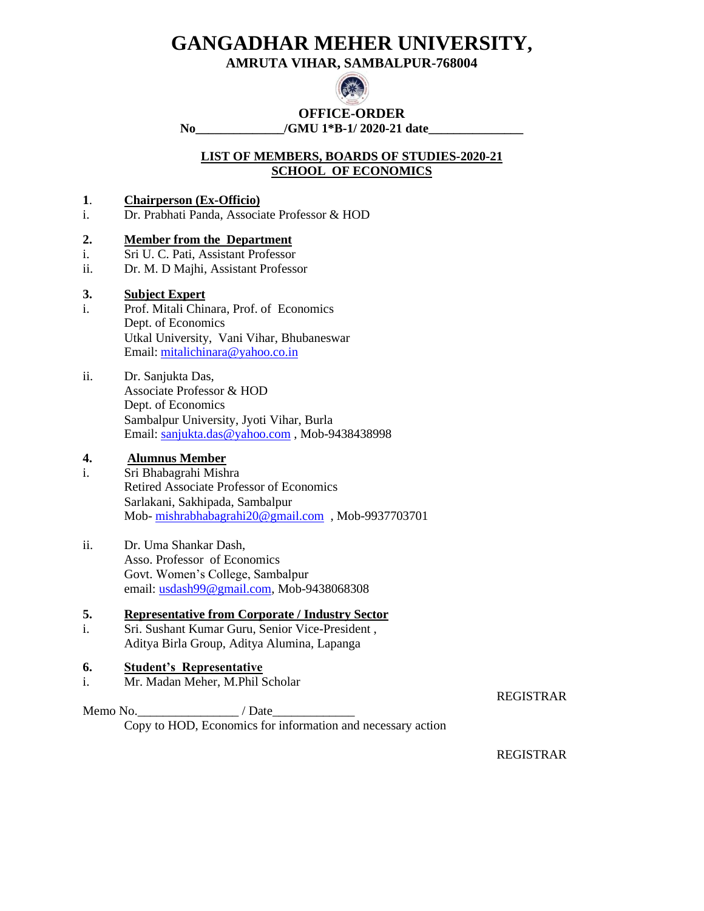# GANGADHAR MEHER UNIVERSITY,

**AMRUTA VIHAR, SAMBALPUR-768004**

**OFFICE-ORDER**

**No______________/GMU 1*B-1/ 2020-21 date_______________**

**LIST OF MEMBERS, BOARDS OF STUDIES-2020-21**
**SCHOOL OF ECONOMICS**

**1. Chairperson (Ex-Officio)**

i. Dr. Prabhati Panda, Associate Professor & HOD

**2. Member from the Department**

i. Sri U. C. Pati, Assistant Professor
ii. Dr. M. D Majhi, Assistant Professor

**3. Subject Expert**

i. Prof. Mitali Chinara, Prof. of Economics
Dept. of Economics
Utkal University, Vani Vihar, Bhubaneswar
Email: mitalichinara@yahoo.co.in

ii. Dr. Sanjukta Das,
Associate Professor & HOD
Dept. of Economics
Sambalpur University, Jyoti Vihar, Burla
Email: sanjukta.das@yahoo.com , Mob-9438438998

**4. Alumnus Member**

i. Sri Bhabagrahi Mishra
Retired Associate Professor of Economics
Sarlakani, Sakhipada, Sambalpur
Mob- mishrabhabagrahi20@gmail.com , Mob-9937703701

ii. Dr. Uma Shankar Dash,
Asso. Professor of Economics
Govt. Women's College, Sambalpur
email: usdash99@gmail.com, Mob-9438068308

**5. Representative from Corporate / Industry Sector**

i. Sri. Sushant Kumar Guru, Senior Vice-President ,
Aditya Birla Group, Aditya Alumina, Lapanga

**6. Student's Representative**

i. Mr. Madan Meher, M.Phil Scholar

REGISTRAR

Memo No.________________ / Date_____________

Copy to HOD, Economics for information and necessary action

REGISTRAR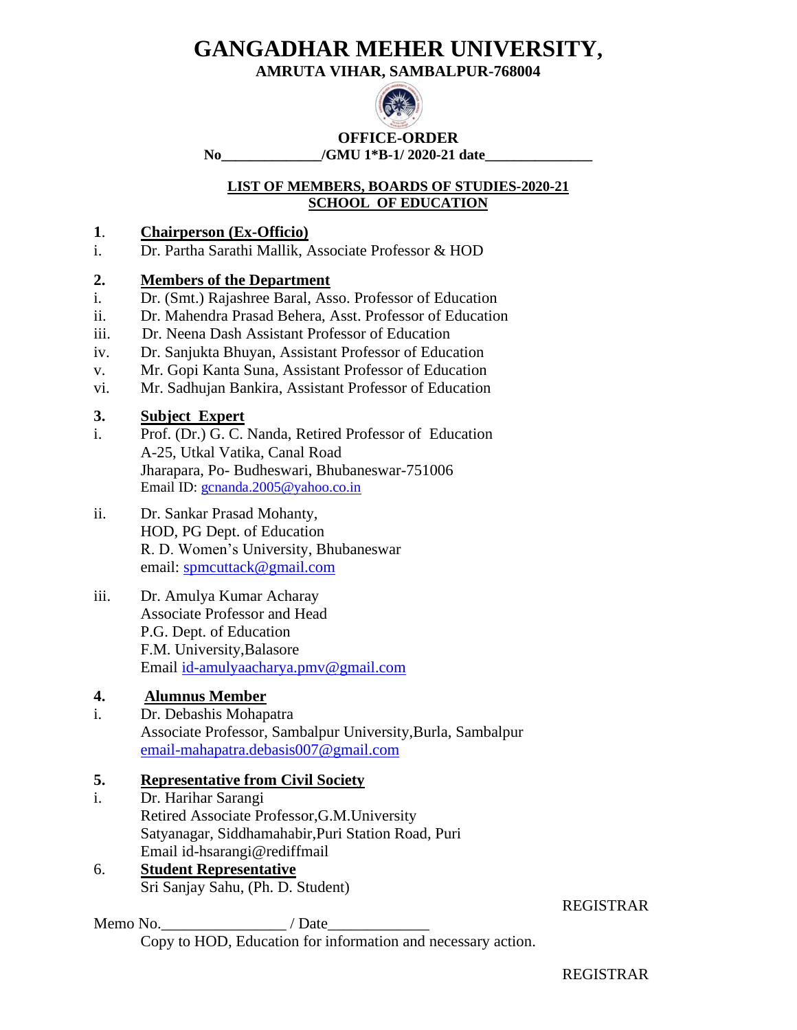# GANGADHAR MEHER UNIVERSITY,

**AMRUTA VIHAR, SAMBALPUR-768004**

**OFFICE-ORDER**

**No\_\_\_\_\_\_\_\_\_\_\_\_\_\_/GMU 1*B-1/ 2020-21 date\_\_\_\_\_\_\_\_\_\_\_\_\_\_\_\_**

**LIST OF MEMBERS, BOARDS OF STUDIES-2020-21**
**SCHOOL OF EDUCATION**

**1. Chairperson (Ex-Officio)**

i. Dr. Partha Sarathi Mallik, Associate Professor & HOD

**2. Members of the Department**

i. Dr. (Smt.) Rajashree Baral, Asso. Professor of Education
ii. Dr. Mahendra Prasad Behera, Asst. Professor of Education
iii. Dr. Neena Dash Assistant Professor of Education
iv. Dr. Sanjukta Bhuyan, Assistant Professor of Education
v. Mr. Gopi Kanta Suna, Assistant Professor of Education
vi. Mr. Sadhujan Bankira, Assistant Professor of Education

**3. Subject Expert**

i. Prof. (Dr.) G. C. Nanda, Retired Professor of Education
A-25, Utkal Vatika, Canal Road
Jharapara, Po- Budheswari, Bhubaneswar-751006
Email ID: gcnanda.2005@yahoo.co.in

ii. Dr. Sankar Prasad Mohanty,
HOD, PG Dept. of Education
R. D. Women's University, Bhubaneswar
email: spmcuttack@gmail.com

iii. Dr. Amulya Kumar Acharay
Associate Professor and Head
P.G. Dept. of Education
F.M. University,Balasore
Email id-amulyaacharya.pmv@gmail.com

**4. Alumnus Member**

i. Dr. Debashis Mohapatra
Associate Professor, Sambalpur University,Burla, Sambalpur
email-mahapatra.debasis007@gmail.com

**5. Representative from Civil Society**

i. Dr. Harihar Sarangi
Retired Associate Professor,G.M.University
Satyanagar, Siddhamahabir,Puri Station Road, Puri
Email id-hsarangi@rediffmail

6. **Student Representative**

Sri Sanjay Sahu, (Ph. D. Student)

REGISTRAR

Memo No.\_\_\_\_\_\_\_\_\_\_\_\_\_\_\_\_\_ / Date\_\_\_\_\_\_\_\_\_\_\_\_\_\_

Copy to HOD, Education for information and necessary action.

REGISTRAR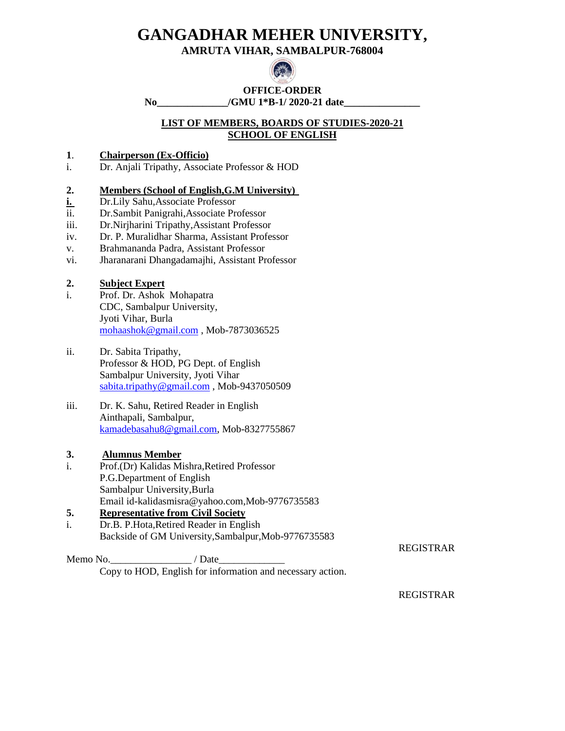# GANGADHAR MEHER UNIVERSITY,

**AMRUTA VIHAR, SAMBALPUR-768004**

**OFFICE-ORDER**

**No______________/GMU 1*B-1/ 2020-21 date_______________**

**LIST OF MEMBERS, BOARDS OF STUDIES-2020-21**
**SCHOOL OF ENGLISH**

**1. Chairperson (Ex-Officio)**

i. Dr. Anjali Tripathy, Associate Professor & HOD

**2. Members (School of English,G.M University)**

i. Dr.Lily Sahu,Associate Professor
ii. Dr.Sambit Panigrahi,Associate Professor
iii. Dr.Nirjharini Tripathy,Assistant Professor
iv. Dr. P. Muralidhar Sharma, Assistant Professor
v. Brahmananda Padra, Assistant Professor
vi. Jharanarani Dhangadamajhi, Assistant Professor

**2. Subject Expert**

i. Prof. Dr. Ashok Mohapatra
CDC, Sambalpur University,
Jyoti Vihar, Burla
mohaashok@gmail.com , Mob-7873036525

ii. Dr. Sabita Tripathy,
Professor & HOD, PG Dept. of English
Sambalpur University, Jyoti Vihar
sabita.tripathy@gmail.com , Mob-9437050509

iii. Dr. K. Sahu, Retired Reader in English
Ainthapali, Sambalpur,
kamadebasahu8@gmail.com, Mob-8327755867

**3. Alumnus Member**

i. Prof.(Dr) Kalidas Mishra,Retired Professor
P.G.Department of English
Sambalpur University,Burla
Email id-kalidasmisra@yahoo.com,Mob-9776735583

**5. Representative from Civil Society**

i. Dr.B. P.Hota,Retired Reader in English
Backside of GM University,Sambalpur,Mob-9776735583

REGISTRAR

Memo No.________________ / Date_____________

Copy to HOD, English for information and necessary action.

REGISTRAR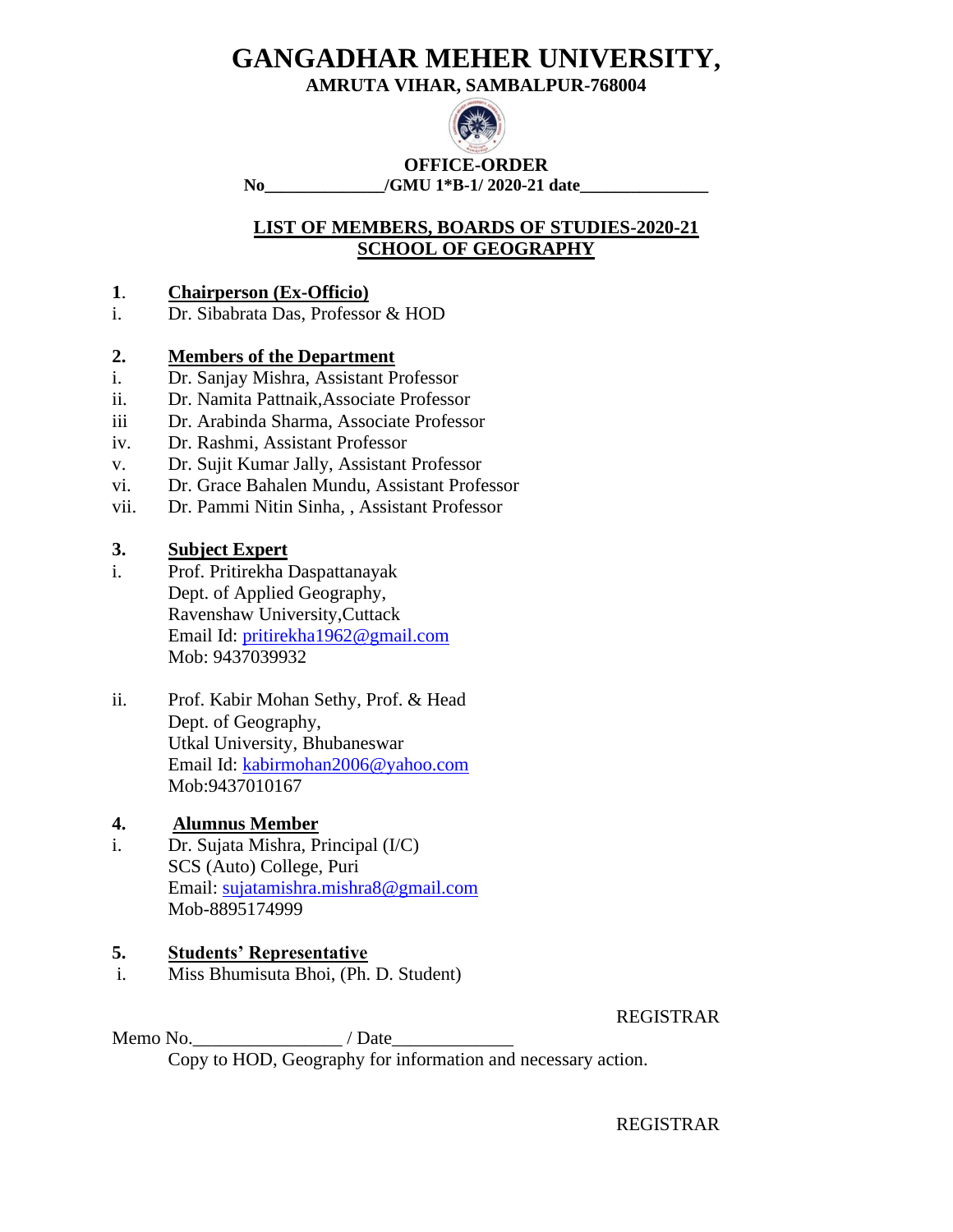# GANGADHAR MEHER UNIVERSITY,

**AMRUTA VIHAR, SAMBALPUR-768004**

**OFFICE-ORDER**

**No______________/GMU 1*B-1/ 2020-21 date_______________**

## LIST OF MEMBERS, BOARDS OF STUDIES-2020-21
## SCHOOL OF GEOGRAPHY

**1. Chairperson (Ex-Officio)**

i. Dr. Sibabrata Das, Professor & HOD

**2. Members of the Department**

i. Dr. Sanjay Mishra, Assistant Professor
ii. Dr. Namita Pattnaik,Associate Professor
iii Dr. Arabinda Sharma, Associate Professor
iv. Dr. Rashmi, Assistant Professor
v. Dr. Sujit Kumar Jally, Assistant Professor
vi. Dr. Grace Bahalen Mundu, Assistant Professor
vii. Dr. Pammi Nitin Sinha, , Assistant Professor

**3. Subject Expert**

i. Prof. Pritirekha Daspattanayak
Dept. of Applied Geography,
Ravenshaw University,Cuttack
Email Id: pritirekha1962@gmail.com
Mob: 9437039932

ii. Prof. Kabir Mohan Sethy, Prof. & Head
Dept. of Geography,
Utkal University, Bhubaneswar
Email Id: kabirmohan2006@yahoo.com
Mob:9437010167

**4. Alumnus Member**

i. Dr. Sujata Mishra, Principal (I/C)
SCS (Auto) College, Puri
Email: sujatamishra.mishra8@gmail.com
Mob-8895174999

**5. Students' Representative**

i. Miss Bhumisuta Bhoi, (Ph. D. Student)

REGISTRAR

Memo No.________________ / Date_____________

Copy to HOD, Geography for information and necessary action.

REGISTRAR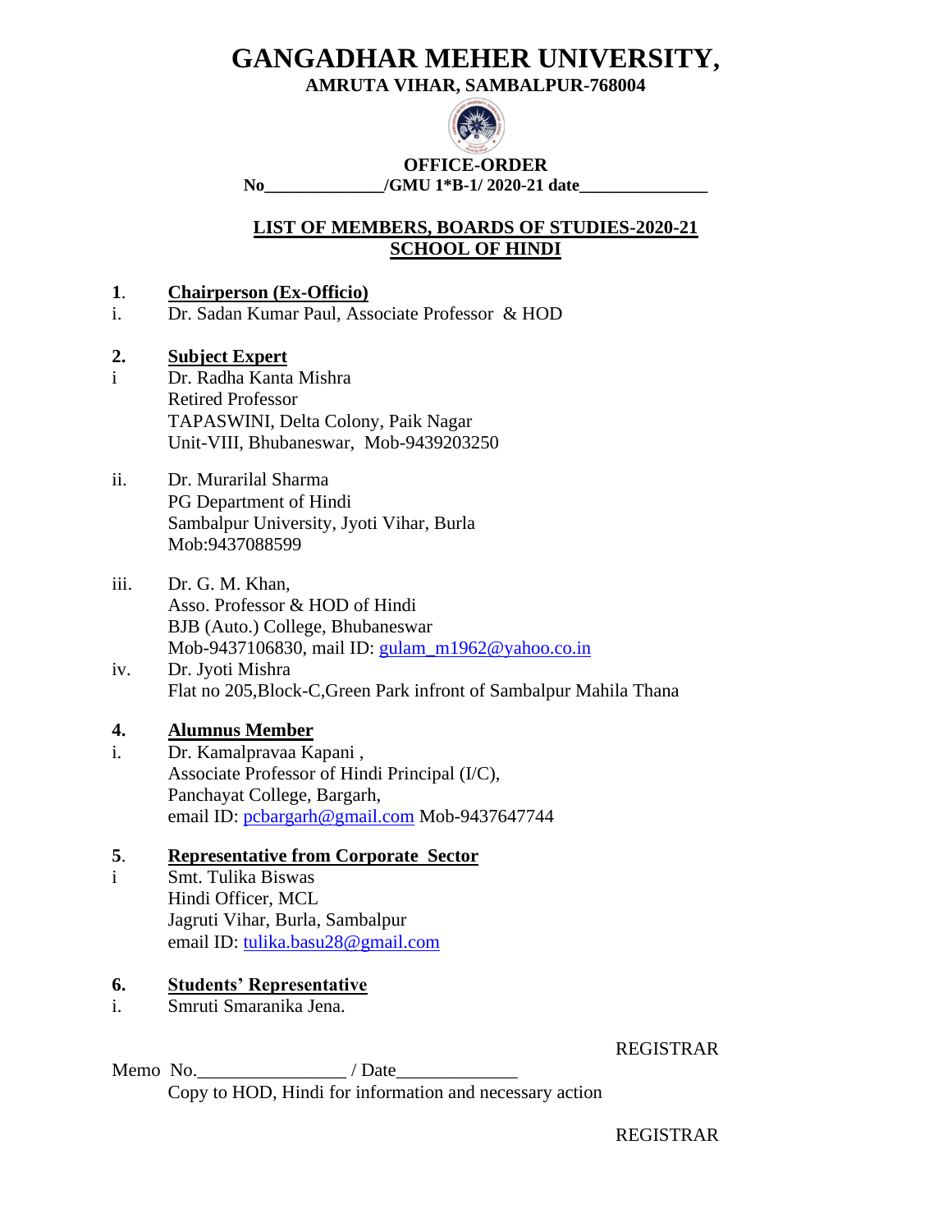# GANGADHAR MEHER UNIVERSITY,

**AMRUTA VIHAR, SAMBALPUR-768004**

**OFFICE-ORDER**

**No______________/GMU 1*B-1/ 2020-21 date_______________**

## LIST OF MEMBERS, BOARDS OF STUDIES-2020-21
## SCHOOL OF HINDI

**1. Chairperson (Ex-Officio)**

i. Dr. Sadan Kumar Paul, Associate Professor & HOD

**2. Subject Expert**

i Dr. Radha Kanta Mishra
Retired Professor
TAPASWINI, Delta Colony, Paik Nagar
Unit-VIII, Bhubaneswar, Mob-9439203250

ii. Dr. Murarilal Sharma
PG Department of Hindi
Sambalpur University, Jyoti Vihar, Burla
Mob:9437088599

iii. Dr. G. M. Khan,
Asso. Professor & HOD of Hindi
BJB (Auto.) College, Bhubaneswar
Mob-9437106830, mail ID: gulam_m1962@yahoo.co.in

iv. Dr. Jyoti Mishra
Flat no 205,Block-C,Green Park infront of Sambalpur Mahila Thana

**4. Alumnus Member**

i. Dr. Kamalpravaa Kapani ,
Associate Professor of Hindi Principal (I/C),
Panchayat College, Bargarh,
email ID: pcbargarh@gmail.com Mob-9437647744

**5. Representative from Corporate Sector**

i Smt. Tulika Biswas
Hindi Officer, MCL
Jagruti Vihar, Burla, Sambalpur
email ID: tulika.basu28@gmail.com

**6. Students' Representative**

i. Smruti Smaranika Jena.

REGISTRAR

Memo No.________________ / Date_____________
Copy to HOD, Hindi for information and necessary action

REGISTRAR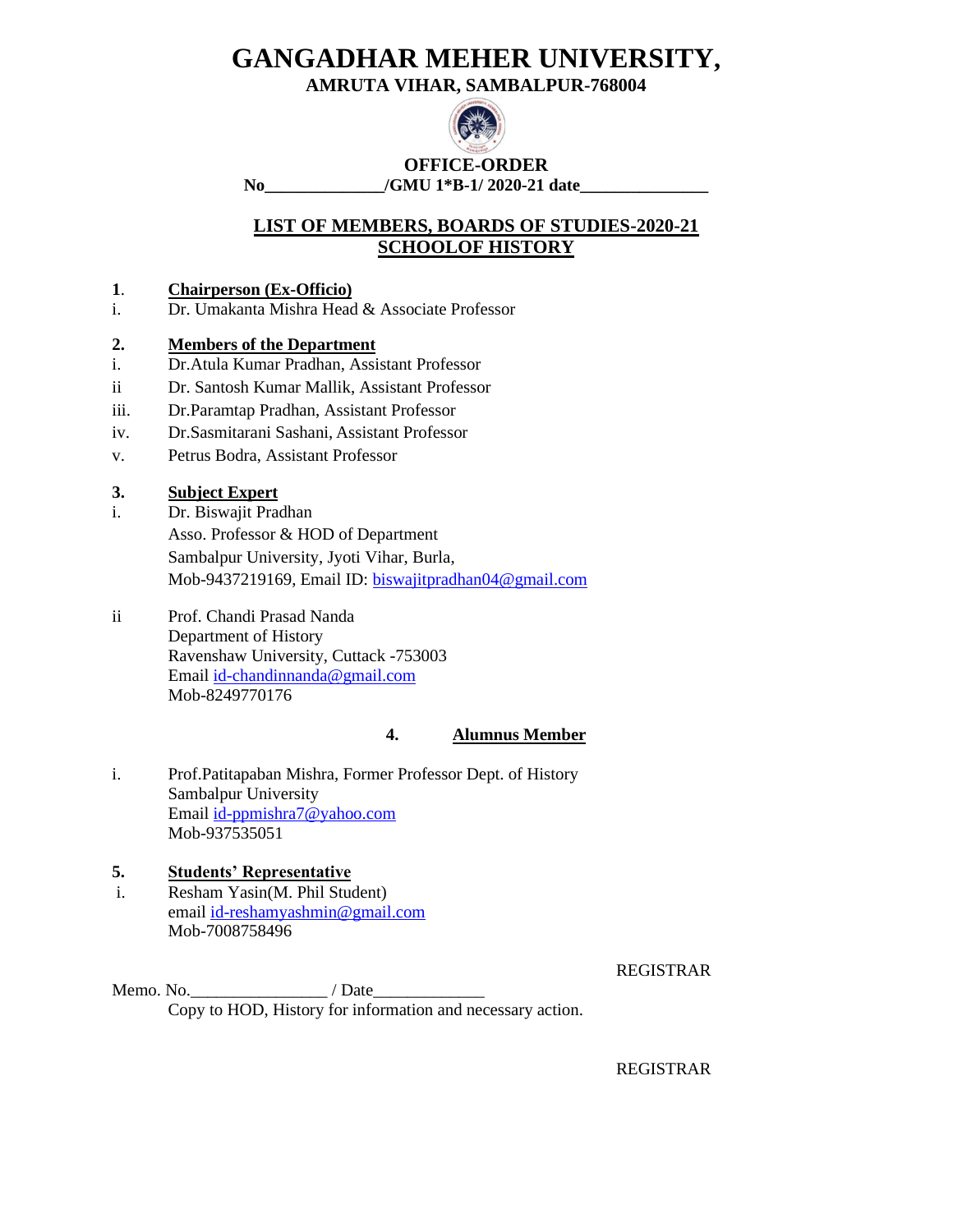# GANGADHAR MEHER UNIVERSITY,

**AMRUTA VIHAR, SAMBALPUR-768004**

**OFFICE-ORDER**

**No______________/GMU 1*B-1/ 2020-21 date_______________**

## LIST OF MEMBERS, BOARDS OF STUDIES-2020-21
## SCHOOLOF HISTORY

**1. Chairperson (Ex-Officio)**

i. Dr. Umakanta Mishra Head & Associate Professor

**2. Members of the Department**

i. Dr.Atula Kumar Pradhan, Assistant Professor

ii Dr. Santosh Kumar Mallik, Assistant Professor

iii. Dr.Paramtap Pradhan, Assistant Professor

iv. Dr.Sasmitarani Sashani, Assistant Professor

v. Petrus Bodra, Assistant Professor

**3. Subject Expert**

i. Dr. Biswajit Pradhan
Asso. Professor & HOD of Department
Sambalpur University, Jyoti Vihar, Burla,
Mob-9437219169, Email ID: biswajitpradhan04@gmail.com

ii Prof. Chandi Prasad Nanda
Department of History
Ravenshaw University, Cuttack -753003
Email id-chandinnanda@gmail.com
Mob-8249770176

**4. Alumnus Member**

i. Prof.Patitapaban Mishra, Former Professor Dept. of History
Sambalpur University
Email id-ppmishra7@yahoo.com
Mob-937535051

**5. Students' Representative**

i. Resham Yasin(M. Phil Student)
email id-reshamyashmin@gmail.com
Mob-7008758496

REGISTRAR

Memo. No._______________ / Date_____________

Copy to HOD, History for information and necessary action.

REGISTRAR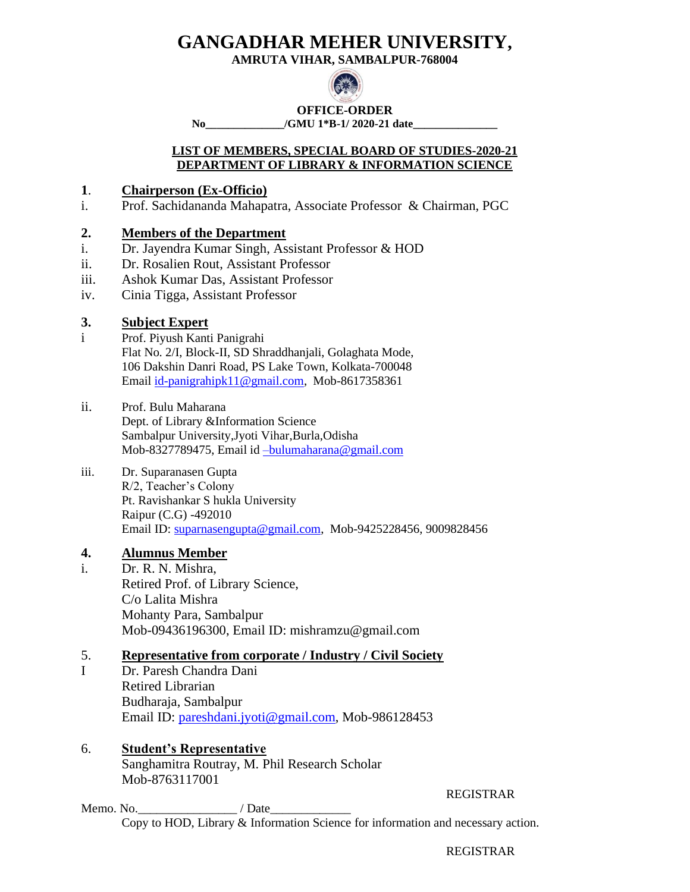# GANGADHAR MEHER UNIVERSITY,

**AMRUTA VIHAR, SAMBALPUR-768004**

**OFFICE-ORDER**

**No_____________/GMU 1*B-1/ 2020-21 date______________**

**LIST OF MEMBERS, SPECIAL BOARD OF STUDIES-2020-21**
**DEPARTMENT OF LIBRARY & INFORMATION SCIENCE**

**1. Chairperson (Ex-Officio)**

i. Prof. Sachidananda Mahapatra, Associate Professor & Chairman, PGC

**2. Members of the Department**

i. Dr. Jayendra Kumar Singh, Assistant Professor & HOD
ii. Dr. Rosalien Rout, Assistant Professor
iii. Ashok Kumar Das, Assistant Professor
iv. Cinia Tigga, Assistant Professor

**3. Subject Expert**

i Prof. Piyush Kanti Panigrahi
Flat No. 2/I, Block-II, SD Shraddhanjali, Golaghata Mode,
106 Dakshin Danri Road, PS Lake Town, Kolkata-700048
Email id-panigrahipk11@gmail.com, Mob-8617358361

ii. Prof. Bulu Maharana
Dept. of Library &Information Science
Sambalpur University,Jyoti Vihar,Burla,Odisha
Mob-8327789475, Email id –bulumaharana@gmail.com

iii. Dr. Suparanasen Gupta
R/2, Teacher's Colony
Pt. Ravishankar S hukla University
Raipur (C.G) -492010
Email ID: suparnasengupta@gmail.com, Mob-9425228456, 9009828456

**4. Alumnus Member**

i. Dr. R. N. Mishra,
Retired Prof. of Library Science,
C/o Lalita Mishra
Mohanty Para, Sambalpur
Mob-09436196300, Email ID: mishramzu@gmail.com

5. **Representative from corporate / Industry / Civil Society**

I Dr. Paresh Chandra Dani
Retired Librarian
Budharaja, Sambalpur
Email ID: pareshdani.jyoti@gmail.com, Mob-986128453

6. **Student's Representative**

Sanghamitra Routray, M. Phil Research Scholar
Mob-8763117001

REGISTRAR

Memo. No.________________ / Date_____________

Copy to HOD, Library & Information Science for information and necessary action.

REGISTRAR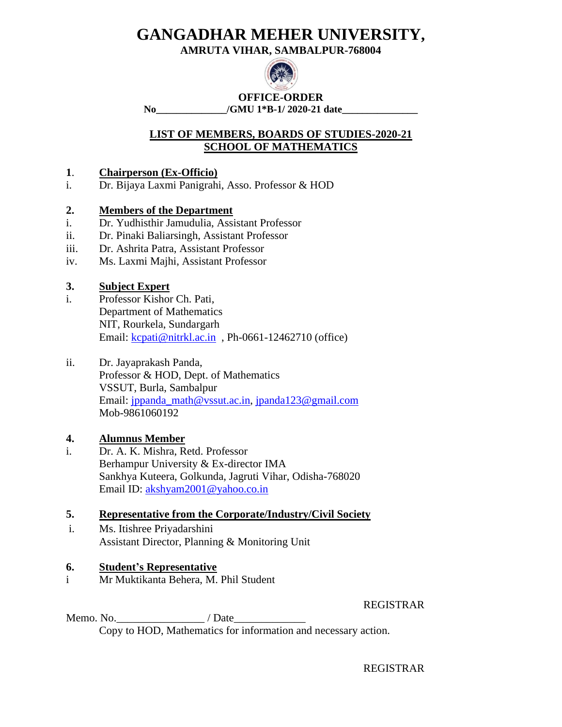# GANGADHAR MEHER UNIVERSITY,

**AMRUTA VIHAR, SAMBALPUR-768004**

**OFFICE-ORDER**

**No_____________/GMU 1*B-1/ 2020-21 date______________**

## LIST OF MEMBERS, BOARDS OF STUDIES-2020-21
## SCHOOL OF MATHEMATICS

**1. Chairperson (Ex-Officio)**

i. Dr. Bijaya Laxmi Panigrahi, Asso. Professor & HOD

**2. Members of the Department**

i. Dr. Yudhisthir Jamudulia, Assistant Professor
ii. Dr. Pinaki Baliarsingh, Assistant Professor
iii. Dr. Ashrita Patra, Assistant Professor
iv. Ms. Laxmi Majhi, Assistant Professor

**3. Subject Expert**

i. Professor Kishor Ch. Pati,
Department of Mathematics
NIT, Rourkela, Sundargarh
Email: kcpati@nitrkl.ac.in , Ph-0661-12462710 (office)

ii. Dr. Jayaprakash Panda,
Professor & HOD, Dept. of Mathematics
VSSUT, Burla, Sambalpur
Email: jppanda_math@vssut.ac.in, jpanda123@gmail.com
Mob-9861060192

**4. Alumnus Member**

i. Dr. A. K. Mishra, Retd. Professor
Berhampur University & Ex-director IMA
Sankhya Kuteera, Golkunda, Jagruti Vihar, Odisha-768020
Email ID: akshyam2001@yahoo.co.in

**5. Representative from the Corporate/Industry/Civil Society**

i. Ms. Itishree Priyadarshini
Assistant Director, Planning & Monitoring Unit

**6. Student's Representative**

i Mr Muktikanta Behera, M. Phil Student

REGISTRAR

Memo. No.________________ / Date_____________

Copy to HOD, Mathematics for information and necessary action.

REGISTRAR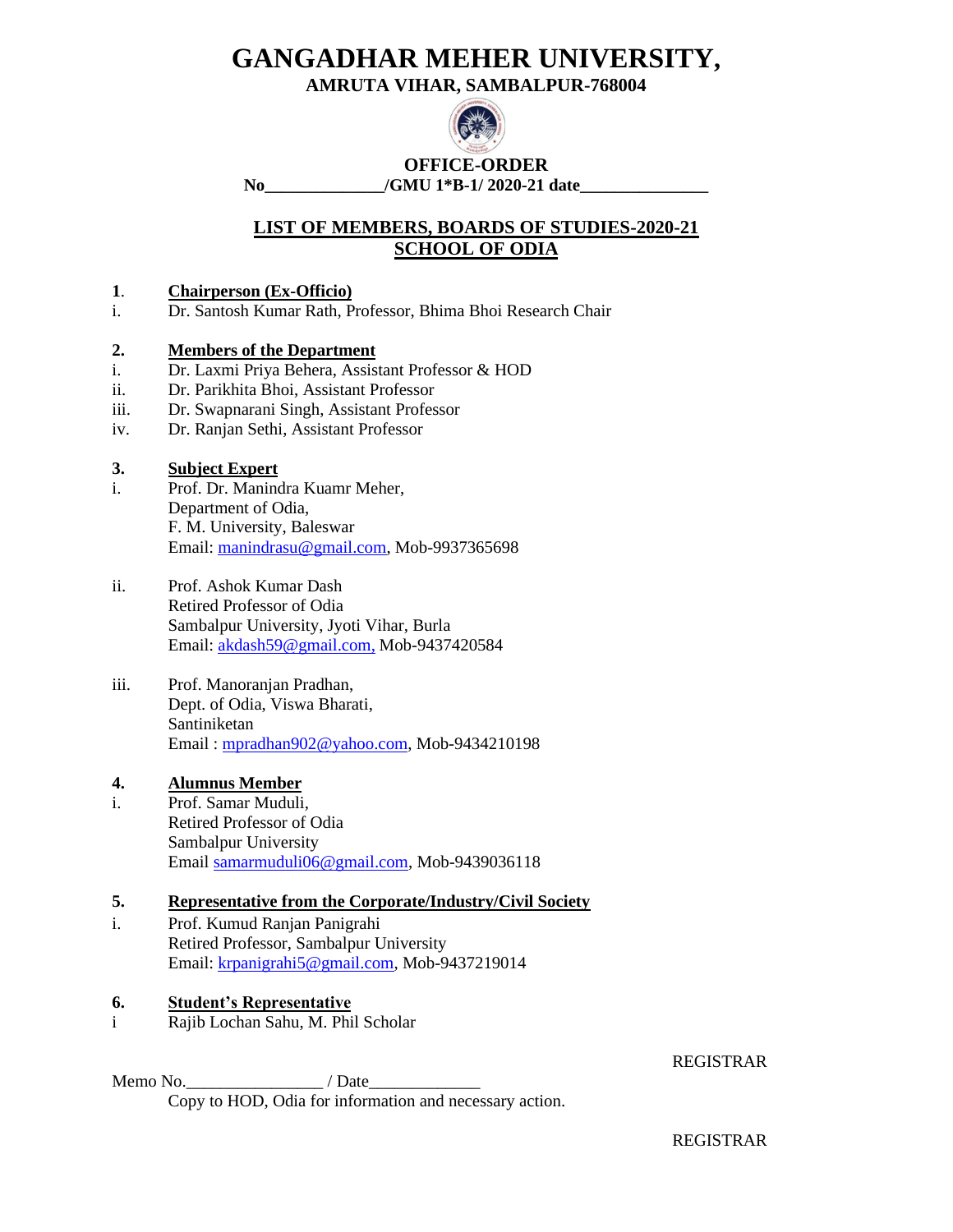# GANGADHAR MEHER UNIVERSITY,

**AMRUTA VIHAR, SAMBALPUR-768004**

**OFFICE-ORDER**

**No______________/GMU 1*B-1/ 2020-21 date_______________**

## LIST OF MEMBERS, BOARDS OF STUDIES-2020-21
## SCHOOL OF ODIA

**1. Chairperson (Ex-Officio)**

i. Dr. Santosh Kumar Rath, Professor, Bhima Bhoi Research Chair

**2. Members of the Department**

i. Dr. Laxmi Priya Behera, Assistant Professor & HOD
ii. Dr. Parikhita Bhoi, Assistant Professor
iii. Dr. Swapnarani Singh, Assistant Professor
iv. Dr. Ranjan Sethi, Assistant Professor

**3. Subject Expert**

i. Prof. Dr. Manindra Kuamr Meher,
Department of Odia,
F. M. University, Baleswar
Email: manindrasu@gmail.com, Mob-9937365698

ii. Prof. Ashok Kumar Dash
Retired Professor of Odia
Sambalpur University, Jyoti Vihar, Burla
Email: akdash59@gmail.com, Mob-9437420584

iii. Prof. Manoranjan Pradhan,
Dept. of Odia, Viswa Bharati,
Santiniketan
Email : mpradhan902@yahoo.com, Mob-9434210198

**4. Alumnus Member**

i. Prof. Samar Muduli,
Retired Professor of Odia
Sambalpur University
Email samarmuduli06@gmail.com, Mob-9439036118

**5. Representative from the Corporate/Industry/Civil Society**

i. Prof. Kumud Ranjan Panigrahi
Retired Professor, Sambalpur University
Email: krpanigrahi5@gmail.com, Mob-9437219014

**6. Student's Representative**

i Rajib Lochan Sahu, M. Phil Scholar

REGISTRAR

Memo No.________________ / Date_____________
Copy to HOD, Odia for information and necessary action.

REGISTRAR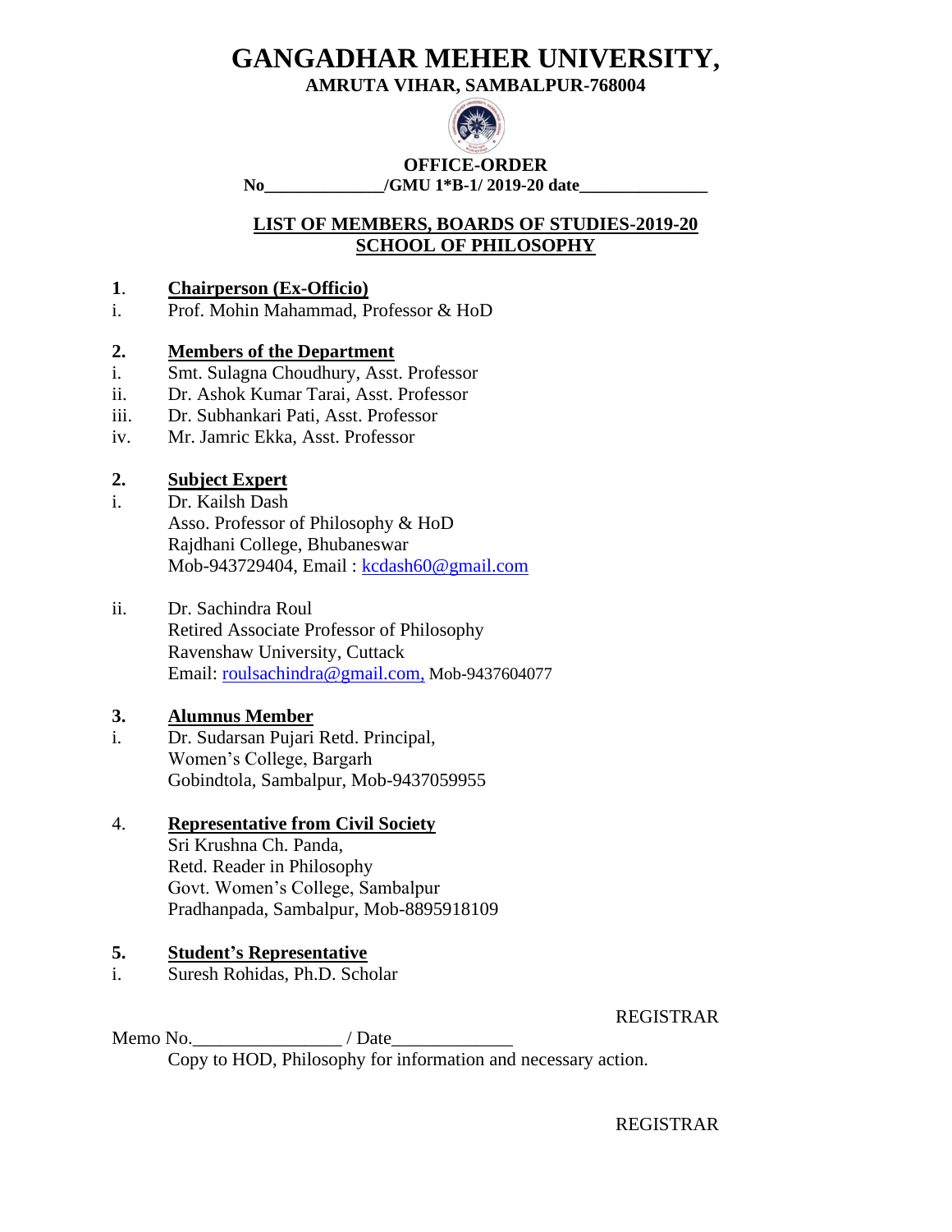# GANGADHAR MEHER UNIVERSITY,

**AMRUTA VIHAR, SAMBALPUR-768004**

**OFFICE-ORDER**

**No_____________/GMU 1*B-1/ 2019-20 date______________**

**LIST OF MEMBERS, BOARDS OF STUDIES-2019-20**
**SCHOOL OF PHILOSOPHY**

**1. Chairperson (Ex-Officio)**

i. Prof. Mohin Mahammad, Professor & HoD

**2. Members of the Department**

i. Smt. Sulagna Choudhury, Asst. Professor
ii. Dr. Ashok Kumar Tarai, Asst. Professor
iii. Dr. Subhankari Pati, Asst. Professor
iv. Mr. Jamric Ekka, Asst. Professor

**2. Subject Expert**

i. Dr. Kailsh Dash
Asso. Professor of Philosophy & HoD
Rajdhani College, Bhubaneswar
Mob-943729404, Email : kcdash60@gmail.com

ii. Dr. Sachindra Roul
Retired Associate Professor of Philosophy
Ravenshaw University, Cuttack
Email: roulsachindra@gmail.com, Mob-9437604077

**3. Alumnus Member**

i. Dr. Sudarsan Pujari Retd. Principal,
Women's College, Bargarh
Gobindtola, Sambalpur, Mob-9437059955

4. **Representative from Civil Society**

Sri Krushna Ch. Panda,
Retd. Reader in Philosophy
Govt. Women's College, Sambalpur
Pradhanpada, Sambalpur, Mob-8895918109

**5. Student's Representative**

i. Suresh Rohidas, Ph.D. Scholar

REGISTRAR

Memo No._______________ / Date____________

Copy to HOD, Philosophy for information and necessary action.

REGISTRAR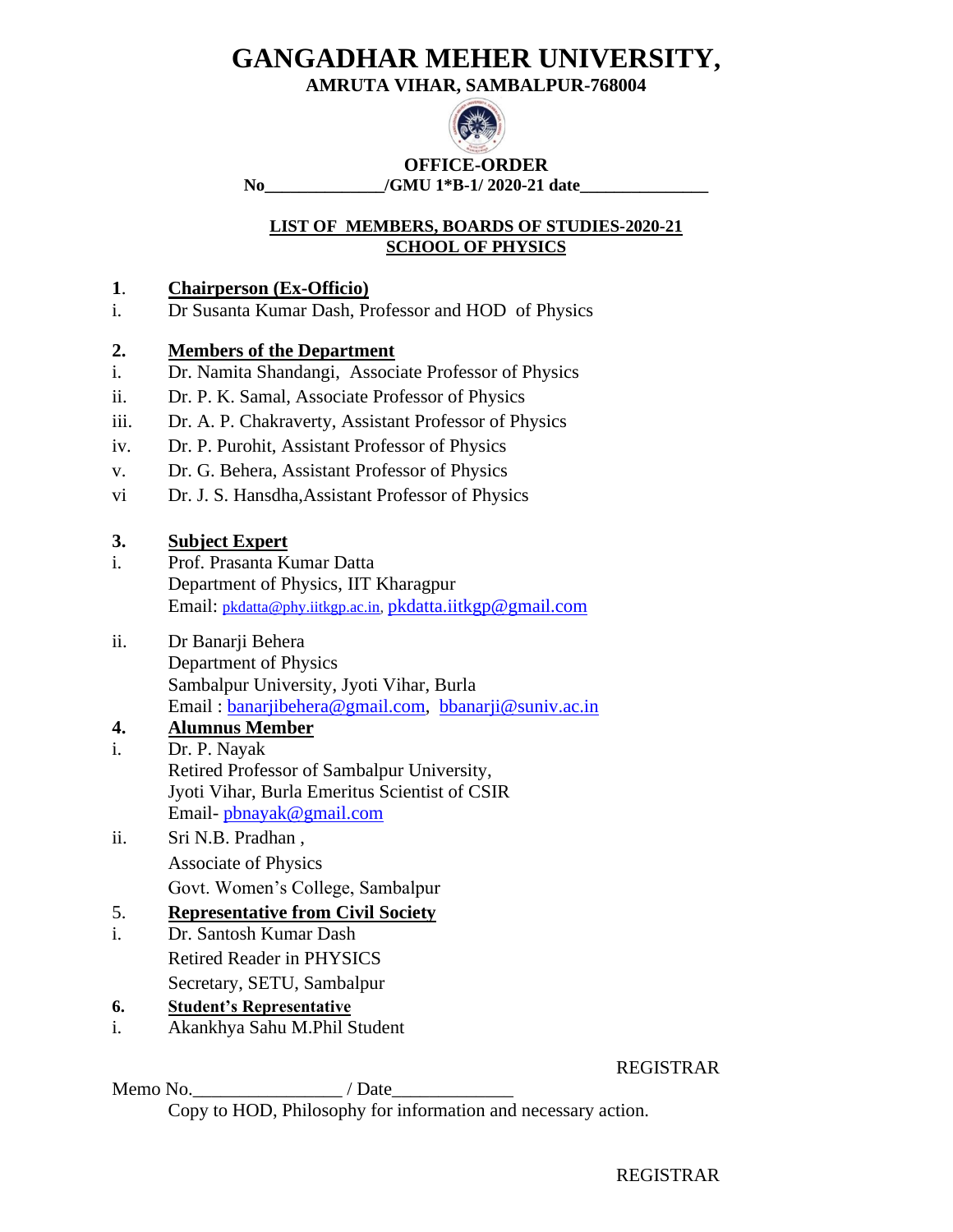# GANGADHAR MEHER UNIVERSITY,

**AMRUTA VIHAR, SAMBALPUR-768004**

**OFFICE-ORDER**

**No_____________/GMU 1*B-1/ 2020-21 date______________**

**LIST OF MEMBERS, BOARDS OF STUDIES-2020-21**
**SCHOOL OF PHYSICS**

**1. Chairperson (Ex-Officio)**

i. Dr Susanta Kumar Dash, Professor and HOD of Physics

**2. Members of the Department**

i. Dr. Namita Shandangi, Associate Professor of Physics
ii. Dr. P. K. Samal, Associate Professor of Physics
iii. Dr. A. P. Chakraverty, Assistant Professor of Physics
iv. Dr. P. Purohit, Assistant Professor of Physics
v. Dr. G. Behera, Assistant Professor of Physics
vi Dr. J. S. Hansdha,Assistant Professor of Physics

**3. Subject Expert**

i. Prof. Prasanta Kumar Datta
Department of Physics, IIT Kharagpur
Email: pkdatta@phy.iitkgp.ac.in, pkdatta.iitkgp@gmail.com

ii. Dr Banarji Behera
Department of Physics
Sambalpur University, Jyoti Vihar, Burla
Email : banarjibehera@gmail.com, bbanarji@suniv.ac.in

**4. Alumnus Member**

i. Dr. P. Nayak
Retired Professor of Sambalpur University,
Jyoti Vihar, Burla Emeritus Scientist of CSIR
Email- pbnayak@gmail.com

ii. Sri N.B. Pradhan ,
Associate of Physics
Govt. Women's College, Sambalpur

5. **Representative from Civil Society**

i. Dr. Santosh Kumar Dash
Retired Reader in PHYSICS
Secretary, SETU, Sambalpur

**6. Student's Representative**

i. Akankhya Sahu M.Phil Student

REGISTRAR

Memo No._______________ / Date____________

Copy to HOD, Philosophy for information and necessary action.

REGISTRAR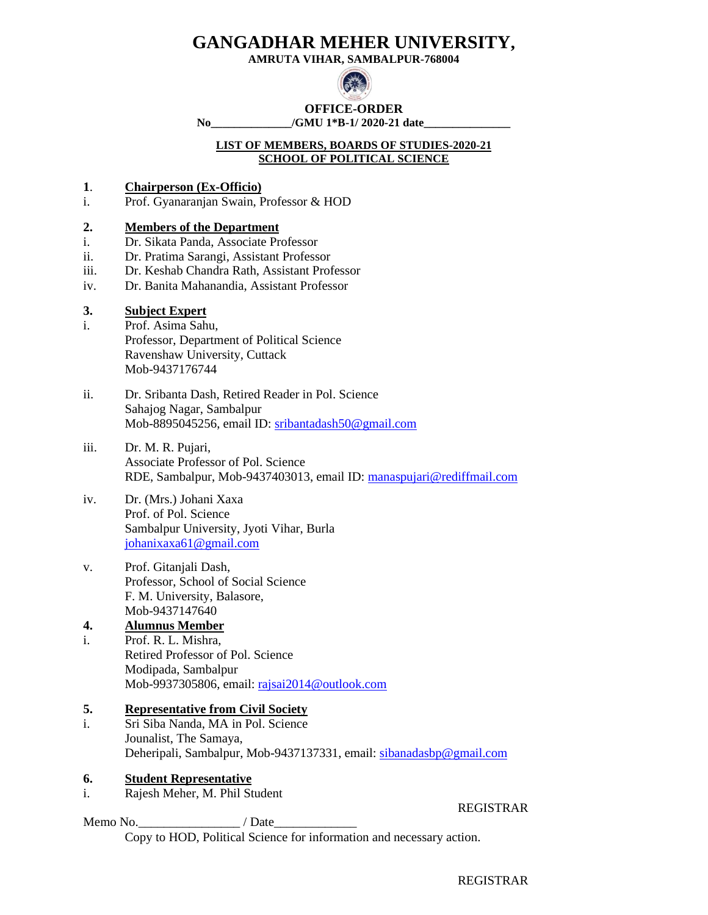# GANGADHAR MEHER UNIVERSITY,

**AMRUTA VIHAR, SAMBALPUR-768004**

**OFFICE-ORDER**

**No_____________/GMU 1*B-1/ 2020-21 date______________**

**LIST OF MEMBERS, BOARDS OF STUDIES-2020-21**
**SCHOOL OF POLITICAL SCIENCE**

**1. Chairperson (Ex-Officio)**

i. Prof. Gyanaranjan Swain, Professor & HOD

**2. Members of the Department**

i. Dr. Sikata Panda, Associate Professor
ii. Dr. Pratima Sarangi, Assistant Professor
iii. Dr. Keshab Chandra Rath, Assistant Professor
iv. Dr. Banita Mahanandia, Assistant Professor

**3. Subject Expert**

i. Prof. Asima Sahu,
Professor, Department of Political Science
Ravenshaw University, Cuttack
Mob-9437176744

ii. Dr. Sribanta Dash, Retired Reader in Pol. Science
Sahajog Nagar, Sambalpur
Mob-8895045256, email ID: sribantadash50@gmail.com

iii. Dr. M. R. Pujari,
Associate Professor of Pol. Science
RDE, Sambalpur, Mob-9437403013, email ID: manaspujari@rediffmail.com

iv. Dr. (Mrs.) Johani Xaxa
Prof. of Pol. Science
Sambalpur University, Jyoti Vihar, Burla
johanixaxa61@gmail.com

v. Prof. Gitanjali Dash,
Professor, School of Social Science
F. M. University, Balasore,
Mob-9437147640

**4. Alumnus Member**

i. Prof. R. L. Mishra,
Retired Professor of Pol. Science
Modipada, Sambalpur
Mob-9937305806, email: rajsai2014@outlook.com

**5. Representative from Civil Society**

i. Sri Siba Nanda, MA in Pol. Science
Jounalist, The Samaya,
Deheripali, Sambalpur, Mob-9437137331, email: sibanadasbp@gmail.com

**6. Student Representative**

i. Rajesh Meher, M. Phil Student

REGISTRAR

Memo No._______________ / Date____________

Copy to HOD, Political Science for information and necessary action.

REGISTRAR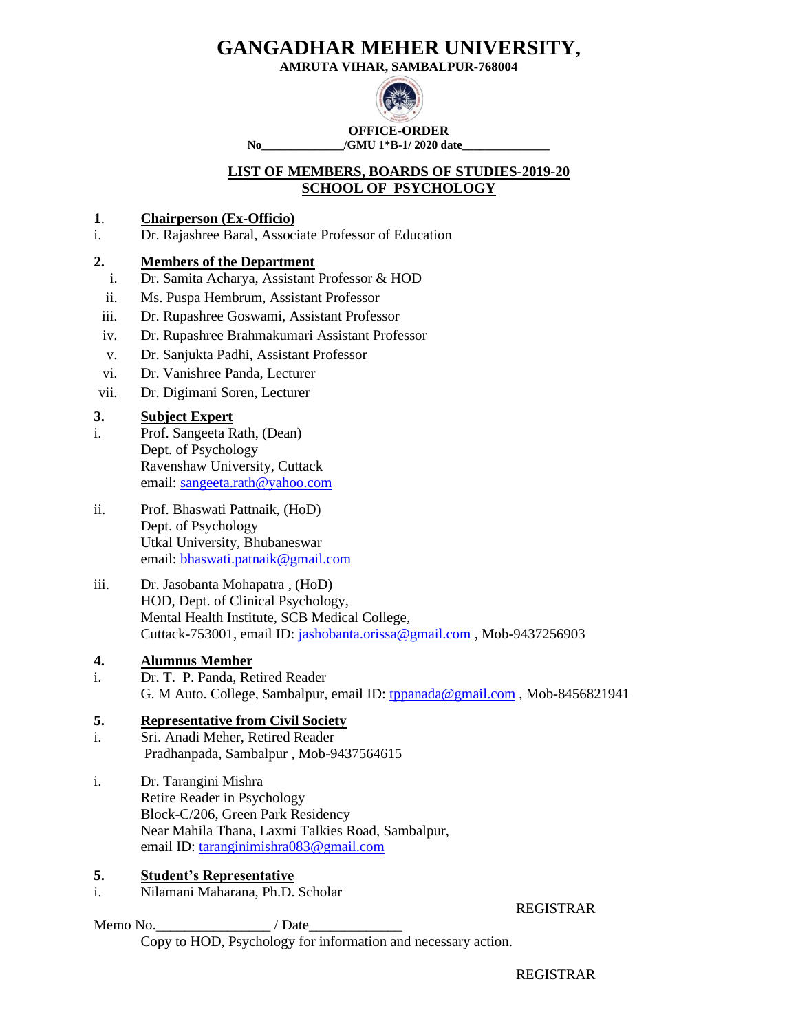# GANGADHAR MEHER UNIVERSITY,

**AMRUTA VIHAR, SAMBALPUR-768004**

**OFFICE-ORDER**

**No_____________/GMU 1*B-1/ 2020 date______________**

**LIST OF MEMBERS, BOARDS OF STUDIES-2019-20**
**SCHOOL OF PSYCHOLOGY**

**1. Chairperson (Ex-Officio)**

i. Dr. Rajashree Baral, Associate Professor of Education

**2. Members of the Department**

i. Dr. Samita Acharya, Assistant Professor & HOD
ii. Ms. Puspa Hembrum, Assistant Professor
iii. Dr. Rupashree Goswami, Assistant Professor
iv. Dr. Rupashree Brahmakumari Assistant Professor
v. Dr. Sanjukta Padhi, Assistant Professor
vi. Dr. Vanishree Panda, Lecturer
vii. Dr. Digimani Soren, Lecturer

**3. Subject Expert**

i. Prof. Sangeeta Rath, (Dean)
Dept. of Psychology
Ravenshaw University, Cuttack
email: sangeeta.rath@yahoo.com

ii. Prof. Bhaswati Pattnaik, (HoD)
Dept. of Psychology
Utkal University, Bhubaneswar
email: bhaswati.patnaik@gmail.com

iii. Dr. Jasobanta Mohapatra , (HoD)
HOD, Dept. of Clinical Psychology,
Mental Health Institute, SCB Medical College,
Cuttack-753001, email ID: jashobanta.orissa@gmail.com , Mob-9437256903

**4. Alumnus Member**

i. Dr. T. P. Panda, Retired Reader
G. M Auto. College, Sambalpur, email ID: tppanada@gmail.com , Mob-8456821941

**5. Representative from Civil Society**

i. Sri. Anadi Meher, Retired Reader
Pradhanpada, Sambalpur , Mob-9437564615

i. Dr. Tarangini Mishra
Retire Reader in Psychology
Block-C/206, Green Park Residency
Near Mahila Thana, Laxmi Talkies Road, Sambalpur,
email ID: taranginimishra083@gmail.com

**5. Student's Representative**

i. Nilamani Maharana, Ph.D. Scholar

REGISTRAR

Memo No.________________ / Date_____________

Copy to HOD, Psychology for information and necessary action.

REGISTRAR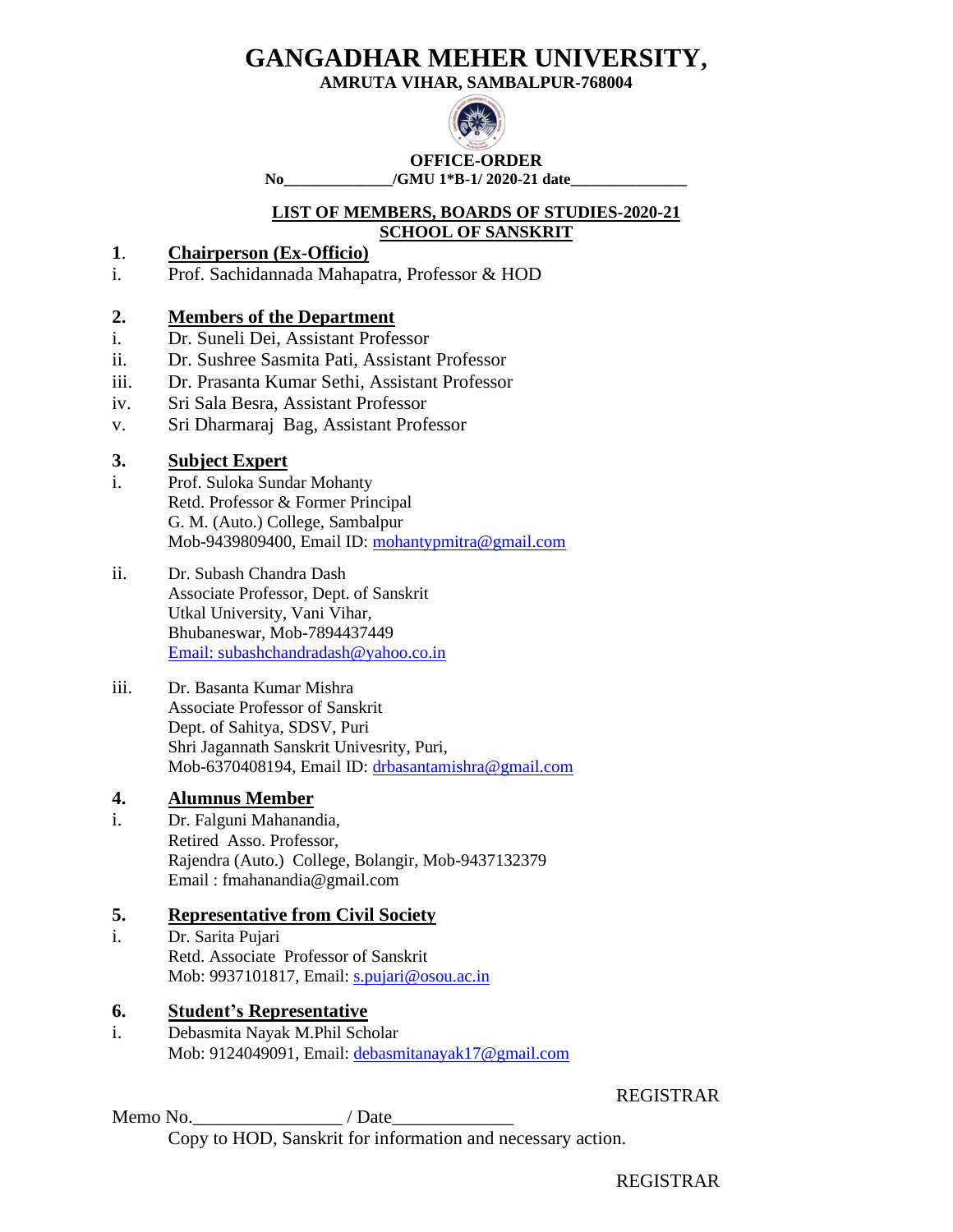# GANGADHAR MEHER UNIVERSITY,

**AMRUTA VIHAR, SAMBALPUR-768004**

**OFFICE-ORDER**

**No_____________/GMU 1*B-1/ 2020-21 date______________**

**LIST OF MEMBERS, BOARDS OF STUDIES-2020-21**

**SCHOOL OF SANSKRIT**

**1. Chairperson (Ex-Officio)**

i. Prof. Sachidannada Mahapatra, Professor & HOD

**2. Members of the Department**

i. Dr. Suneli Dei, Assistant Professor

ii. Dr. Sushree Sasmita Pati, Assistant Professor

iii. Dr. Prasanta Kumar Sethi, Assistant Professor

iv. Sri Sala Besra, Assistant Professor

v. Sri Dharmaraj Bag, Assistant Professor

**3. Subject Expert**

i. Prof. Suloka Sundar Mohanty
Retd. Professor & Former Principal
G. M. (Auto.) College, Sambalpur
Mob-9439809400, Email ID: mohantypmitra@gmail.com

ii. Dr. Subash Chandra Dash
Associate Professor, Dept. of Sanskrit
Utkal University, Vani Vihar,
Bhubaneswar, Mob-7894437449
Email: subashchandradash@yahoo.co.in

iii. Dr. Basanta Kumar Mishra
Associate Professor of Sanskrit
Dept. of Sahitya, SDSV, Puri
Shri Jagannath Sanskrit Univesrity, Puri,
Mob-6370408194, Email ID: drbasantamishra@gmail.com

**4. Alumnus Member**

i. Dr. Falguni Mahanandia,
Retired Asso. Professor,
Rajendra (Auto.) College, Bolangir, Mob-9437132379
Email : fmahanandia@gmail.com

**5. Representative from Civil Society**

i. Dr. Sarita Pujari
Retd. Associate Professor of Sanskrit
Mob: 9937101817, Email: s.pujari@osou.ac.in

**6. Student's Representative**

i. Debasmita Nayak M.Phil Scholar
Mob: 9124049091, Email: debasmitanayak17@gmail.com

REGISTRAR

Memo No.________________ / Date_____________

Copy to HOD, Sanskrit for information and necessary action.

REGISTRAR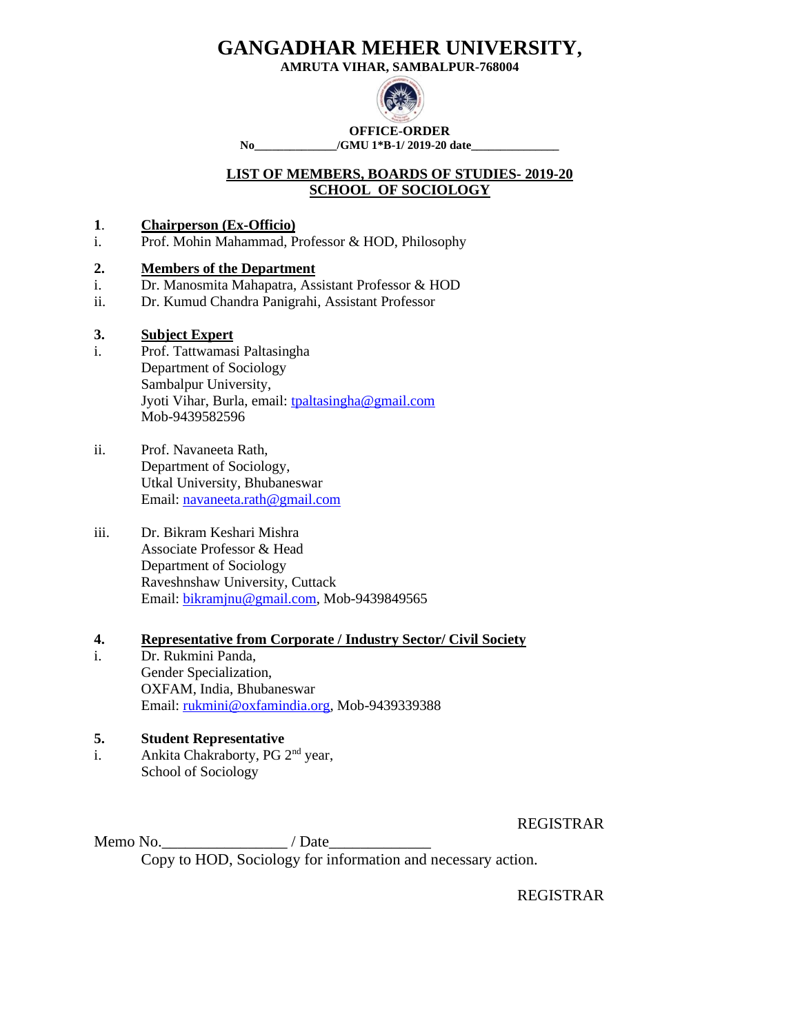# GANGADHAR MEHER UNIVERSITY,

**AMRUTA VIHAR, SAMBALPUR-768004**

**OFFICE-ORDER**

**No______________/GMU 1*B-1/ 2019-20 date_______________**

## LIST OF MEMBERS, BOARDS OF STUDIES- 2019-20
## SCHOOL OF SOCIOLOGY

**1. Chairperson (Ex-Officio)**

i. Prof. Mohin Mahammad, Professor & HOD, Philosophy

**2. Members of the Department**

i. Dr. Manosmita Mahapatra, Assistant Professor & HOD
ii. Dr. Kumud Chandra Panigrahi, Assistant Professor

**3. Subject Expert**

i. Prof. Tattwamasi Paltasingha
Department of Sociology
Sambalpur University,
Jyoti Vihar, Burla, email: tpaltasingha@gmail.com
Mob-9439582596

ii. Prof. Navaneeta Rath,
Department of Sociology,
Utkal University, Bhubaneswar
Email: navaneeta.rath@gmail.com

iii. Dr. Bikram Keshari Mishra
Associate Professor & Head
Department of Sociology
Raveshnshaw University, Cuttack
Email: bikramjnu@gmail.com, Mob-9439849565

**4. Representative from Corporate / Industry Sector/ Civil Society**

i. Dr. Rukmini Panda,
Gender Specialization,
OXFAM, India, Bhubaneswar
Email: rukmini@oxfamindia.org, Mob-9439339388

**5. Student Representative**

i. Ankita Chakraborty, PG 2nd year,
School of Sociology

REGISTRAR

Memo No.________________ / Date_____________

Copy to HOD, Sociology for information and necessary action.

REGISTRAR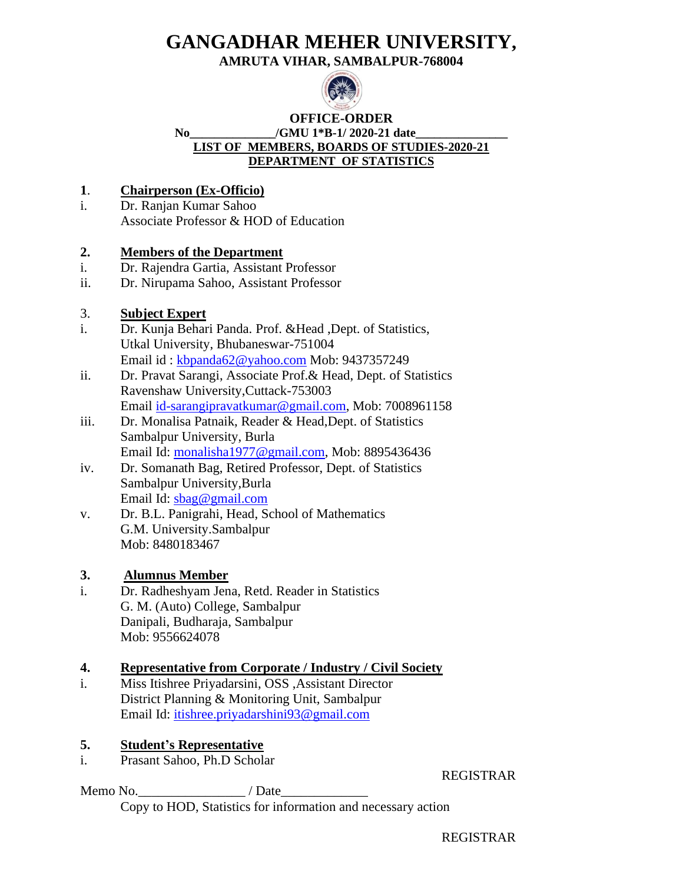# GANGADHAR MEHER UNIVERSITY,

**AMRUTA VIHAR, SAMBALPUR-768004**

**OFFICE-ORDER**

**No_____________/GMU 1*B-1/ 2020-21 date_______________**

**LIST OF MEMBERS, BOARDS OF STUDIES-2020-21**

**DEPARTMENT OF STATISTICS**

**1. Chairperson (Ex-Officio)**

i. Dr. Ranjan Kumar Sahoo
Associate Professor & HOD of Education

**2. Members of the Department**

i. Dr. Rajendra Gartia, Assistant Professor

ii. Dr. Nirupama Sahoo, Assistant Professor

3. **Subject Expert**

i. Dr. Kunja Behari Panda. Prof. &Head ,Dept. of Statistics,
Utkal University, Bhubaneswar-751004
Email id : kbpanda62@yahoo.com Mob: 9437357249

ii. Dr. Pravat Sarangi, Associate Prof.& Head, Dept. of Statistics
Ravenshaw University,Cuttack-753003
Email id-sarangipravatkumar@gmail.com, Mob: 7008961158

iii. Dr. Monalisa Patnaik, Reader & Head,Dept. of Statistics
Sambalpur University, Burla
Email Id: monalisha1977@gmail.com, Mob: 8895436436

iv. Dr. Somanath Bag, Retired Professor, Dept. of Statistics
Sambalpur University,Burla
Email Id: sbag@gmail.com

v. Dr. B.L. Panigrahi, Head, School of Mathematics
G.M. University.Sambalpur
Mob: 8480183467

**3. Alumnus Member**

i. Dr. Radheshyam Jena, Retd. Reader in Statistics
G. M. (Auto) College, Sambalpur
Danipali, Budharaja, Sambalpur
Mob: 9556624078

**4. Representative from Corporate / Industry / Civil Society**

i. Miss Itishree Priyadarsini, OSS ,Assistant Director
District Planning & Monitoring Unit, Sambalpur
Email Id: itishree.priyadarshini93@gmail.com

**5. Student's Representative**

i. Prasant Sahoo, Ph.D Scholar

REGISTRAR

Memo No.________________ / Date_____________

Copy to HOD, Statistics for information and necessary action

REGISTRAR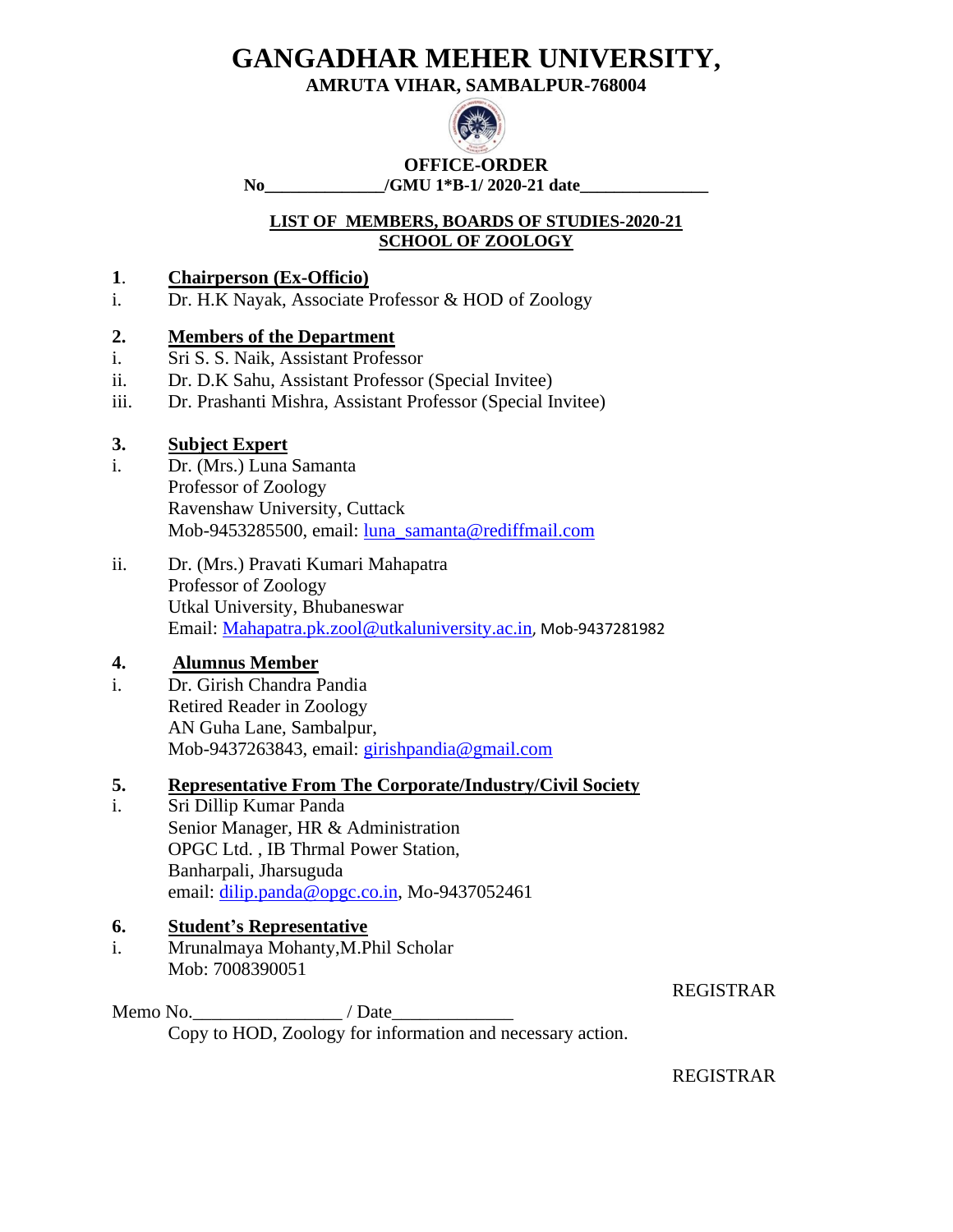# GANGADHAR MEHER UNIVERSITY,

**AMRUTA VIHAR, SAMBALPUR-768004**

**OFFICE-ORDER**

**No______________/GMU 1*B-1/ 2020-21 date_______________**

**LIST OF MEMBERS, BOARDS OF STUDIES-2020-21**
**SCHOOL OF ZOOLOGY**

**1. Chairperson (Ex-Officio)**

i. Dr. H.K Nayak, Associate Professor & HOD of Zoology

**2. Members of the Department**

i. Sri S. S. Naik, Assistant Professor
ii. Dr. D.K Sahu, Assistant Professor (Special Invitee)
iii. Dr. Prashanti Mishra, Assistant Professor (Special Invitee)

**3. Subject Expert**

i. Dr. (Mrs.) Luna Samanta
Professor of Zoology
Ravenshaw University, Cuttack
Mob-9453285500, email: luna_samanta@rediffmail.com

ii. Dr. (Mrs.) Pravati Kumari Mahapatra
Professor of Zoology
Utkal University, Bhubaneswar
Email: Mahapatra.pk.zool@utkaluniversity.ac.in, Mob-9437281982

**4. Alumnus Member**

i. Dr. Girish Chandra Pandia
Retired Reader in Zoology
AN Guha Lane, Sambalpur,
Mob-9437263843, email: girishpandia@gmail.com

**5. Representative From The Corporate/Industry/Civil Society**

i. Sri Dillip Kumar Panda
Senior Manager, HR & Administration
OPGC Ltd. , IB Thrmal Power Station,
Banharpali, Jharsuguda
email: dilip.panda@opgc.co.in, Mo-9437052461

**6. Student's Representative**

i. Mrunalmaya Mohanty,M.Phil Scholar
Mob: 7008390051

REGISTRAR

Memo No.________________ / Date_____________

Copy to HOD, Zoology for information and necessary action.

REGISTRAR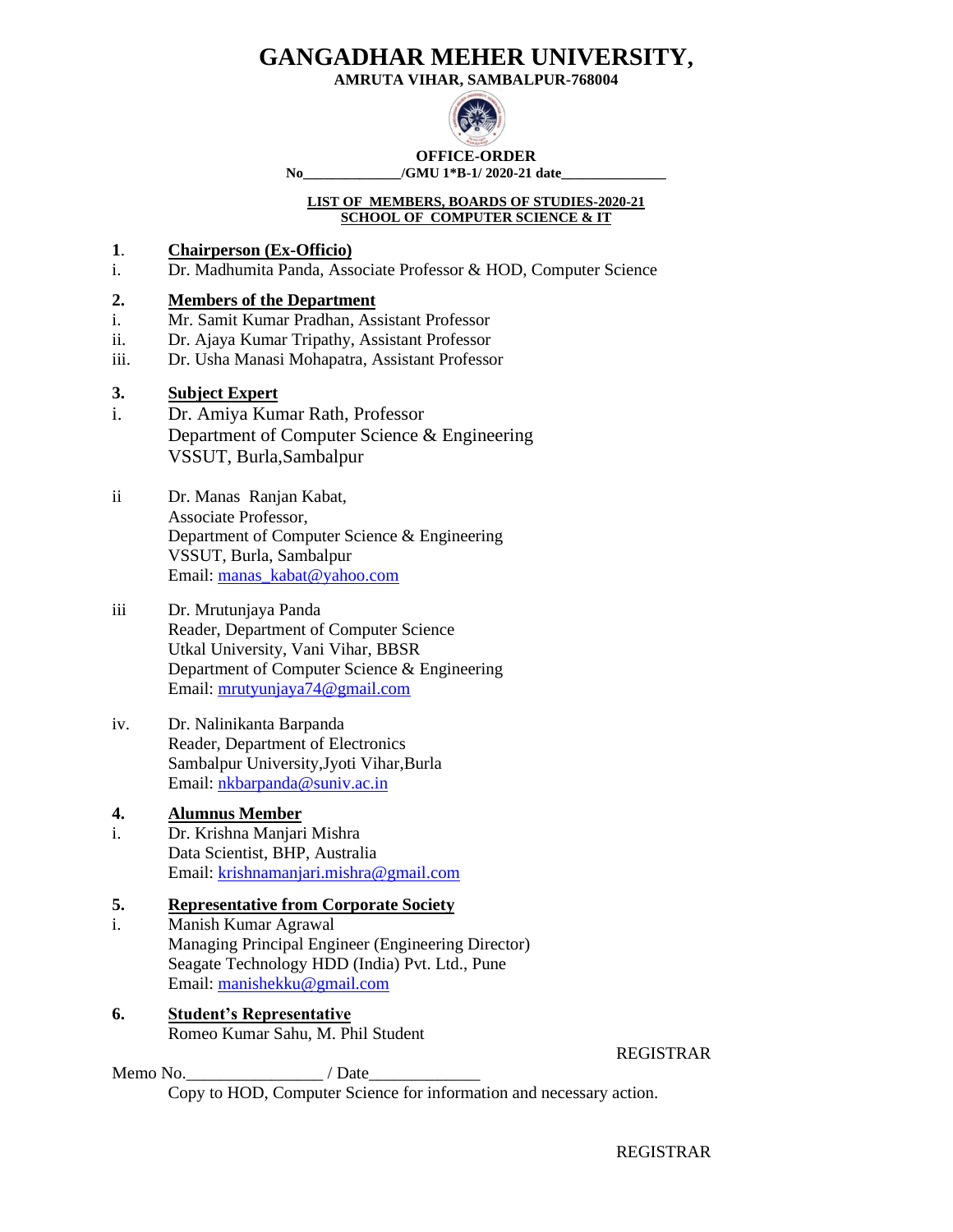# GANGADHAR MEHER UNIVERSITY,

**AMRUTA VIHAR, SAMBALPUR-768004**

**OFFICE-ORDER**

**No_____________/GMU 1*B-1/ 2020-21 date______________**

**LIST OF MEMBERS, BOARDS OF STUDIES-2020-21**
**SCHOOL OF COMPUTER SCIENCE & IT**

**1. Chairperson (Ex-Officio)**

i. Dr. Madhumita Panda, Associate Professor & HOD, Computer Science

**2. Members of the Department**

i. Mr. Samit Kumar Pradhan, Assistant Professor
ii. Dr. Ajaya Kumar Tripathy, Assistant Professor
iii. Dr. Usha Manasi Mohapatra, Assistant Professor

**3. Subject Expert**

i. Dr. Amiya Kumar Rath, Professor
Department of Computer Science & Engineering
VSSUT, Burla,Sambalpur

ii Dr. Manas Ranjan Kabat,
Associate Professor,
Department of Computer Science & Engineering
VSSUT, Burla, Sambalpur
Email: manas_kabat@yahoo.com

iii Dr. Mrutunjaya Panda
Reader, Department of Computer Science
Utkal University, Vani Vihar, BBSR
Department of Computer Science & Engineering
Email: mrutyunjaya74@gmail.com

iv. Dr. Nalinikanta Barpanda
Reader, Department of Electronics
Sambalpur University,Jyoti Vihar,Burla
Email: nkbarpanda@suniv.ac.in

**4. Alumnus Member**

i. Dr. Krishna Manjari Mishra
Data Scientist, BHP, Australia
Email: krishnamanjari.mishra@gmail.com

**5. Representative from Corporate Society**

i. Manish Kumar Agrawal
Managing Principal Engineer (Engineering Director)
Seagate Technology HDD (India) Pvt. Ltd., Pune
Email: manishekku@gmail.com

**6. Student's Representative**

Romeo Kumar Sahu, M. Phil Student

REGISTRAR

Memo No._______________ / Date____________

Copy to HOD, Computer Science for information and necessary action.

REGISTRAR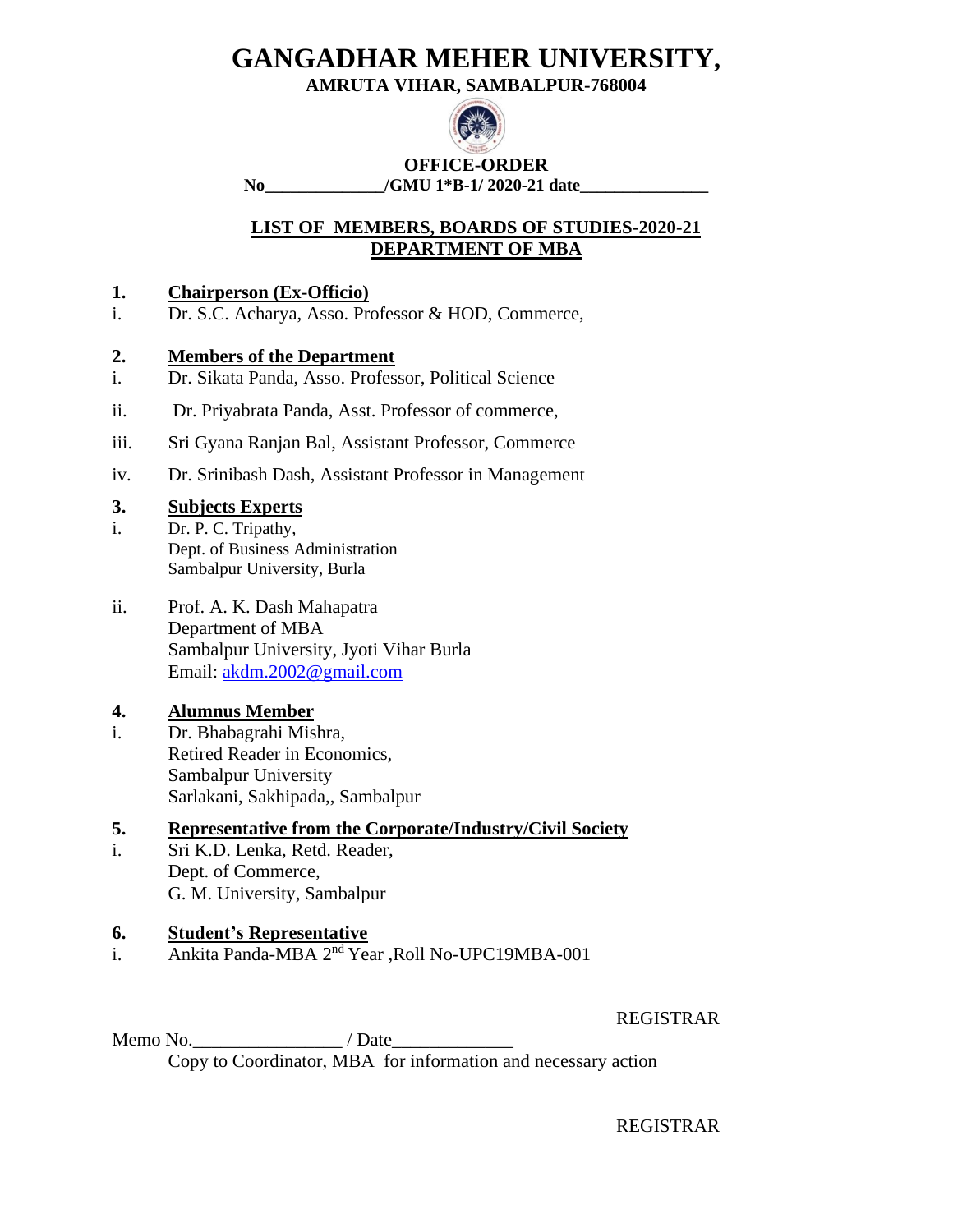# GANGADHAR MEHER UNIVERSITY,

**AMRUTA VIHAR, SAMBALPUR-768004**

**OFFICE-ORDER**

**No______________/GMU 1*B-1/ 2020-21 date_______________**

## LIST OF MEMBERS, BOARDS OF STUDIES-2020-21
## DEPARTMENT OF MBA

**1. Chairperson (Ex-Officio)**

i. Dr. S.C. Acharya, Asso. Professor & HOD, Commerce,

**2. Members of the Department**

i. Dr. Sikata Panda, Asso. Professor, Political Science

ii. Dr. Priyabrata Panda, Asst. Professor of commerce,

iii. Sri Gyana Ranjan Bal, Assistant Professor, Commerce

iv. Dr. Srinibash Dash, Assistant Professor in Management

**3. Subjects Experts**

i. Dr. P. C. Tripathy,
Dept. of Business Administration
Sambalpur University, Burla

ii. Prof. A. K. Dash Mahapatra
Department of MBA
Sambalpur University, Jyoti Vihar Burla
Email: akdm.2002@gmail.com

**4. Alumnus Member**

i. Dr. Bhabagrahi Mishra,
Retired Reader in Economics,
Sambalpur University
Sarlakani, Sakhipada,, Sambalpur

**5. Representative from the Corporate/Industry/Civil Society**

i. Sri K.D. Lenka, Retd. Reader,
Dept. of Commerce,
G. M. University, Sambalpur

**6. Student's Representative**

i. Ankita Panda-MBA 2nd Year ,Roll No-UPC19MBA-001

REGISTRAR

Memo No.________________ / Date_____________

Copy to Coordinator, MBA for information and necessary action

REGISTRAR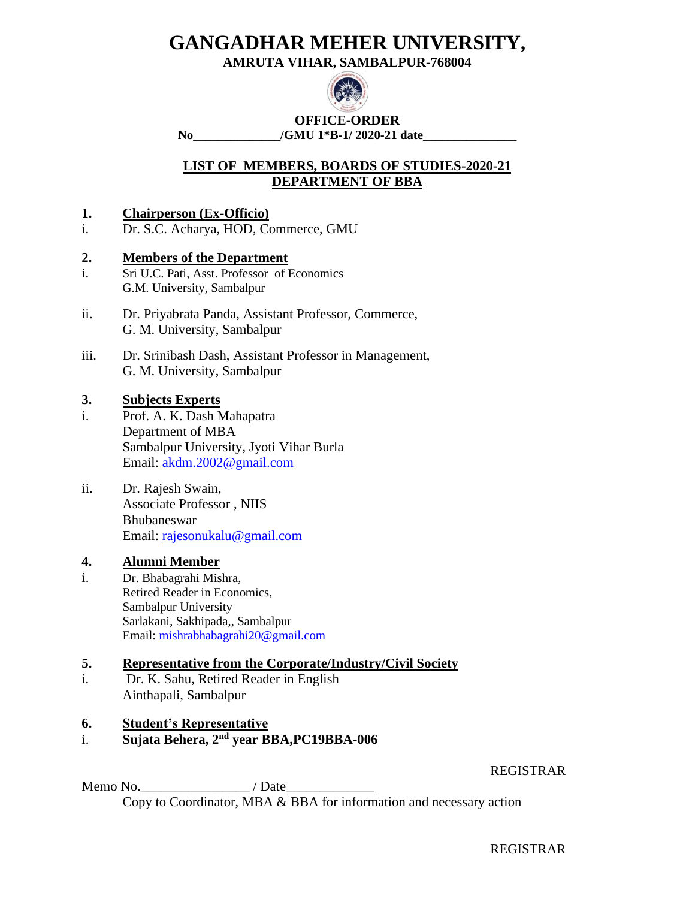# GANGADHAR MEHER UNIVERSITY,

**AMRUTA VIHAR, SAMBALPUR-768004**

**OFFICE-ORDER**

**No______________/GMU 1*B-1/ 2020-21 date_______________**

## LIST OF MEMBERS, BOARDS OF STUDIES-2020-21
## DEPARTMENT OF BBA

**1. Chairperson (Ex-Officio)**

i. Dr. S.C. Acharya, HOD, Commerce, GMU

**2. Members of the Department**

i. Sri U.C. Pati, Asst. Professor of Economics
G.M. University, Sambalpur

ii. Dr. Priyabrata Panda, Assistant Professor, Commerce,
G. M. University, Sambalpur

iii. Dr. Srinibash Dash, Assistant Professor in Management,
G. M. University, Sambalpur

**3. Subjects Experts**

i. Prof. A. K. Dash Mahapatra
Department of MBA
Sambalpur University, Jyoti Vihar Burla
Email: akdm.2002@gmail.com

ii. Dr. Rajesh Swain,
Associate Professor , NIIS
Bhubaneswar
Email: rajesonukalu@gmail.com

**4. Alumni Member**

i. Dr. Bhabagrahi Mishra,
Retired Reader in Economics,
Sambalpur University
Sarlakani, Sakhipada,, Sambalpur
Email: mishrabhabagrahi20@gmail.com

**5. Representative from the Corporate/Industry/Civil Society**

i. Dr. K. Sahu, Retired Reader in English
Ainthapali, Sambalpur

**6. Student's Representative**

i. **Sujata Behera, 2nd year BBA,PC19BBA-006**

REGISTRAR

Memo No.________________ / Date_____________

Copy to Coordinator, MBA & BBA for information and necessary action

REGISTRAR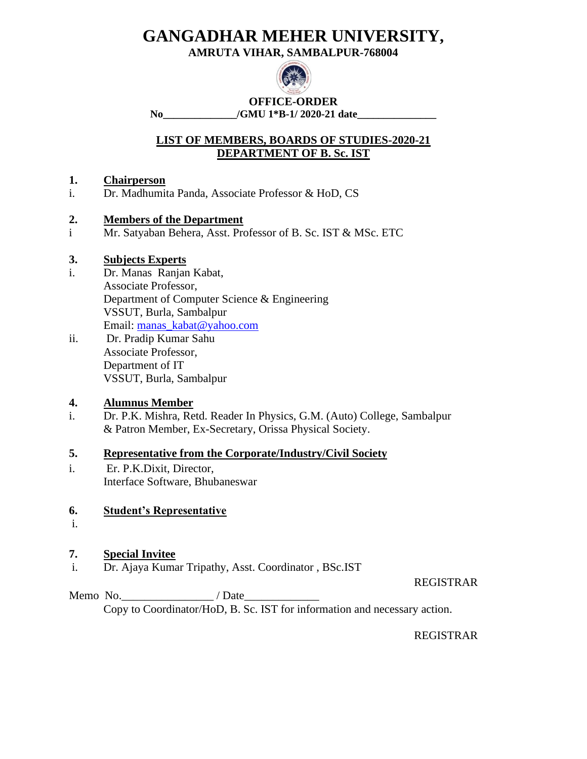# GANGADHAR MEHER UNIVERSITY,

**AMRUTA VIHAR, SAMBALPUR-768004**

**OFFICE-ORDER**

**No______________/GMU 1*B-1/ 2020-21 date_______________**

**LIST OF MEMBERS, BOARDS OF STUDIES-2020-21**
**DEPARTMENT OF B. Sc. IST**

**1. Chairperson**

i. Dr. Madhumita Panda, Associate Professor & HoD, CS

**2. Members of the Department**

i Mr. Satyaban Behera, Asst. Professor of B. Sc. IST & MSc. ETC

**3. Subjects Experts**

i. Dr. Manas Ranjan Kabat,
Associate Professor,
Department of Computer Science & Engineering
VSSUT, Burla, Sambalpur
Email: manas_kabat@yahoo.com

ii. Dr. Pradip Kumar Sahu
Associate Professor,
Department of IT
VSSUT, Burla, Sambalpur

**4. Alumnus Member**

i. Dr. P.K. Mishra, Retd. Reader In Physics, G.M. (Auto) College, Sambalpur & Patron Member, Ex-Secretary, Orissa Physical Society.

**5. Representative from the Corporate/Industry/Civil Society**

i. Er. P.K.Dixit, Director,
Interface Software, Bhubaneswar

**6. Student's Representative**

i.

**7. Special Invitee**

i. Dr. Ajaya Kumar Tripathy, Asst. Coordinator , BSc.IST

REGISTRAR

Memo No.________________ / Date_____________

Copy to Coordinator/HoD, B. Sc. IST for information and necessary action.

REGISTRAR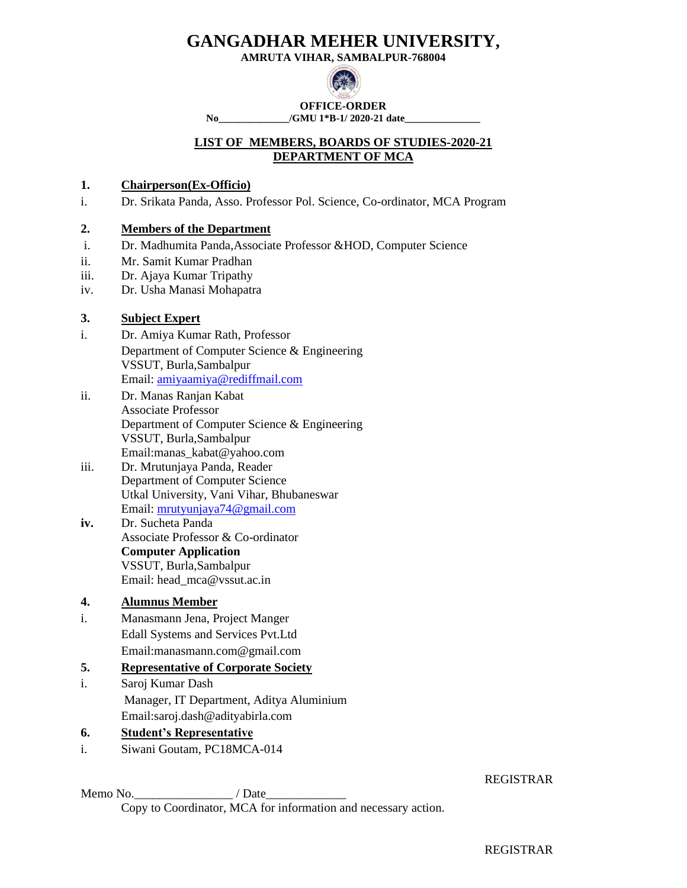# GANGADHAR MEHER UNIVERSITY,

**AMRUTA VIHAR, SAMBALPUR-768004**

**OFFICE-ORDER**

**No_____________/GMU 1*B-1/ 2020-21 date______________**

## LIST OF MEMBERS, BOARDS OF STUDIES-2020-21
## DEPARTMENT OF MCA

**1. Chairperson(Ex-Officio)**

i. Dr. Srikata Panda, Asso. Professor Pol. Science, Co-ordinator, MCA Program

**2. Members of the Department**

i. Dr. Madhumita Panda,Associate Professor &HOD, Computer Science
ii. Mr. Samit Kumar Pradhan
iii. Dr. Ajaya Kumar Tripathy
iv. Dr. Usha Manasi Mohapatra

**3. Subject Expert**

i. Dr. Amiya Kumar Rath, Professor
Department of Computer Science & Engineering
VSSUT, Burla,Sambalpur
Email: amiyaamiya@rediffmail.com

ii. Dr. Manas Ranjan Kabat
Associate Professor
Department of Computer Science & Engineering
VSSUT, Burla,Sambalpur
Email:manas_kabat@yahoo.com

iii. Dr. Mrutunjaya Panda, Reader
Department of Computer Science
Utkal University, Vani Vihar, Bhubaneswar
Email: mrutyunjaya74@gmail.com

**iv.** Dr. Sucheta Panda
Associate Professor & Co-ordinator
**Computer Application**
VSSUT, Burla,Sambalpur
Email: head_mca@vssut.ac.in

**4. Alumnus Member**

i. Manasmann Jena, Project Manger
Edall Systems and Services Pvt.Ltd
Email:manasmann.com@gmail.com

**5. Representative of Corporate Society**

i. Saroj Kumar Dash
Manager, IT Department, Aditya Aluminium
Email:saroj.dash@adityabirla.com

**6. Student's Representative**

i. Siwani Goutam, PC18MCA-014

REGISTRAR

Memo No.________________ / Date_____________

Copy to Coordinator, MCA for information and necessary action.

REGISTRAR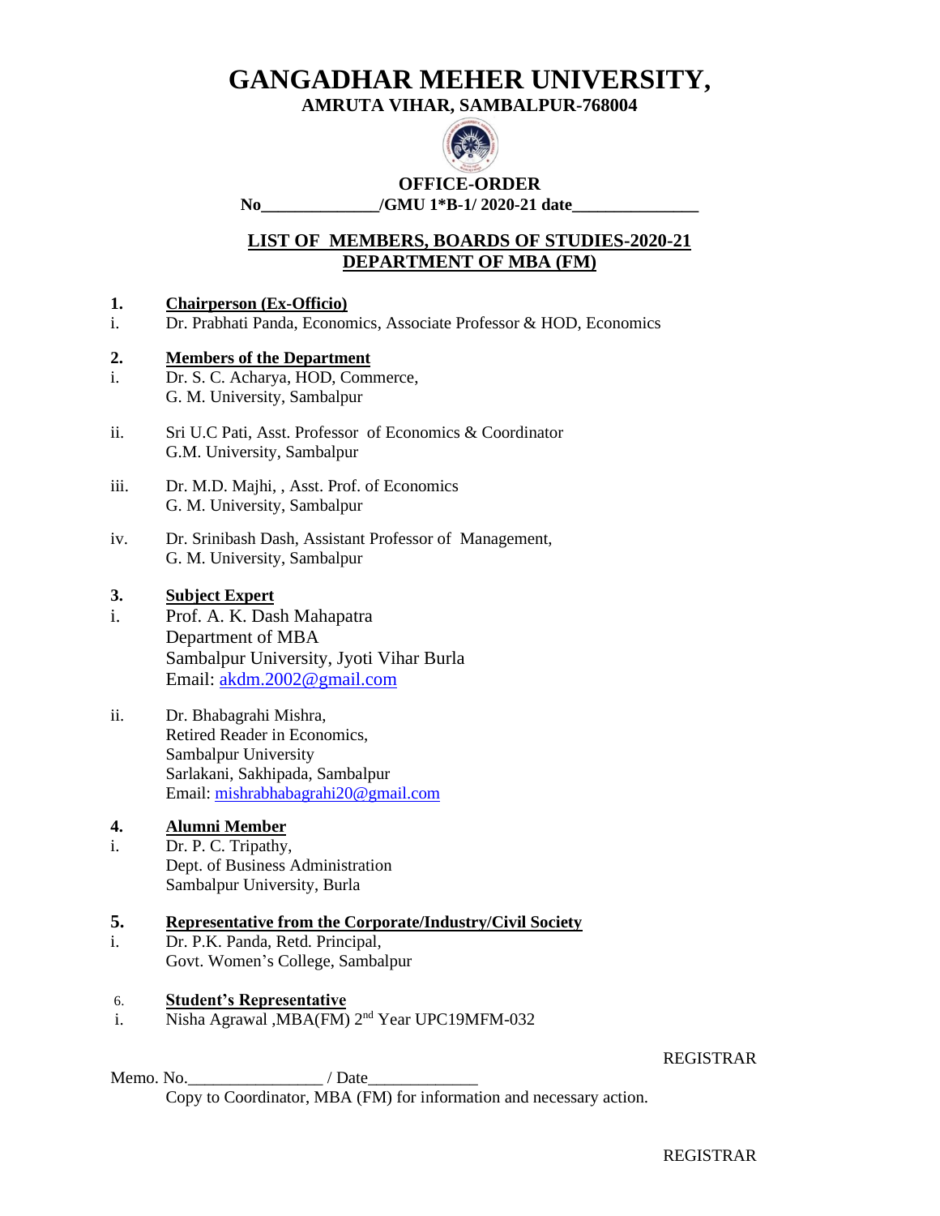# GANGADHAR MEHER UNIVERSITY,

**AMRUTA VIHAR, SAMBALPUR-768004**

**OFFICE-ORDER**

**No______________/GMU 1*B-1/ 2020-21 date_______________**

## LIST OF MEMBERS, BOARDS OF STUDIES-2020-21
## DEPARTMENT OF MBA (FM)

**1. Chairperson (Ex-Officio)**

i. Dr. Prabhati Panda, Economics, Associate Professor & HOD, Economics

**2. Members of the Department**

i. Dr. S. C. Acharya, HOD, Commerce,
G. M. University, Sambalpur

ii. Sri U.C Pati, Asst. Professor of Economics & Coordinator
G.M. University, Sambalpur

iii. Dr. M.D. Majhi, , Asst. Prof. of Economics
G. M. University, Sambalpur

iv. Dr. Srinibash Dash, Assistant Professor of Management,
G. M. University, Sambalpur

**3. Subject Expert**

i. Prof. A. K. Dash Mahapatra
Department of MBA
Sambalpur University, Jyoti Vihar Burla
Email: akdm.2002@gmail.com

ii. Dr. Bhabagrahi Mishra,
Retired Reader in Economics,
Sambalpur University
Sarlakani, Sakhipada, Sambalpur
Email: mishrabhabagrahi20@gmail.com

**4. Alumni Member**

i. Dr. P. C. Tripathy,
Dept. of Business Administration
Sambalpur University, Burla

**5. Representative from the Corporate/Industry/Civil Society**

i. Dr. P.K. Panda, Retd. Principal,
Govt. Women's College, Sambalpur

**6. Student's Representative**

i. Nisha Agrawal ,MBA(FM) 2nd Year UPC19MFM-032

REGISTRAR

Memo. No.________________ / Date_____________

Copy to Coordinator, MBA (FM) for information and necessary action.

REGISTRAR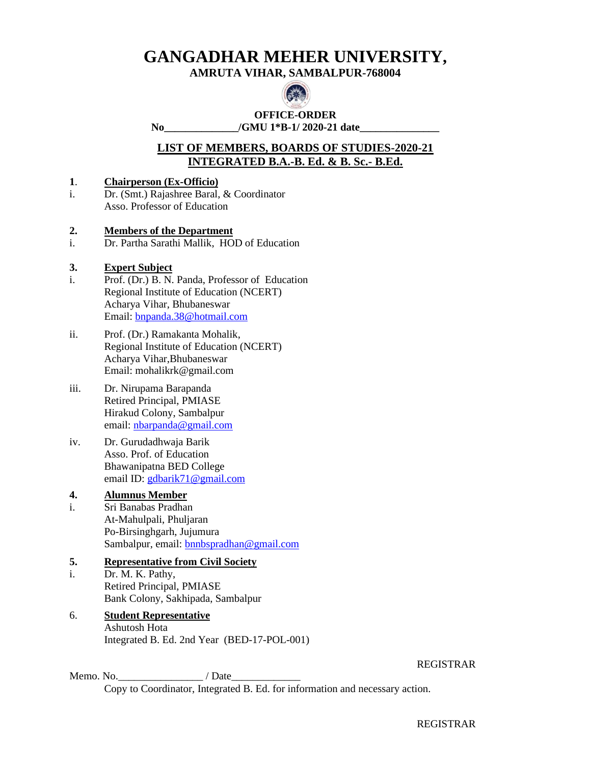# GANGADHAR MEHER UNIVERSITY,

**AMRUTA VIHAR, SAMBALPUR-768004**

**OFFICE-ORDER**

**No______________/GMU 1*B-1/ 2020-21 date_______________**

## LIST OF MEMBERS, BOARDS OF STUDIES-2020-21
## INTEGRATED B.A.-B. Ed. & B. Sc.- B.Ed.

**1. Chairperson (Ex-Officio)**

i. Dr. (Smt.) Rajashree Baral, & Coordinator
Asso. Professor of Education

**2. Members of the Department**

i. Dr. Partha Sarathi Mallik, HOD of Education

**3. Expert Subject**

i. Prof. (Dr.) B. N. Panda, Professor of Education
Regional Institute of Education (NCERT)
Acharya Vihar, Bhubaneswar
Email: bnpanda.38@hotmail.com

ii. Prof. (Dr.) Ramakanta Mohalik,
Regional Institute of Education (NCERT)
Acharya Vihar,Bhubaneswar
Email: mohalikrk@gmail.com

iii. Dr. Nirupama Barapanda
Retired Principal, PMIASE
Hirakud Colony, Sambalpur
email: nbarpanda@gmail.com

iv. Dr. Gurudadhwaja Barik
Asso. Prof. of Education
Bhawanipatna BED College
email ID: gdbarik71@gmail.com

**4. Alumnus Member**

i. Sri Banabas Pradhan
At-Mahulpali, Phuljaran
Po-Birsinghgarh, Jujumura
Sambalpur, email: bnnbspradhan@gmail.com

**5. Representative from Civil Society**

i. Dr. M. K. Pathy,
Retired Principal, PMIASE
Bank Colony, Sakhipada, Sambalpur

6. **Student Representative**

Ashutosh Hota
Integrated B. Ed. 2nd Year (BED-17-POL-001)

REGISTRAR

Memo. No.________________ / Date_____________

Copy to Coordinator, Integrated B. Ed. for information and necessary action.

REGISTRAR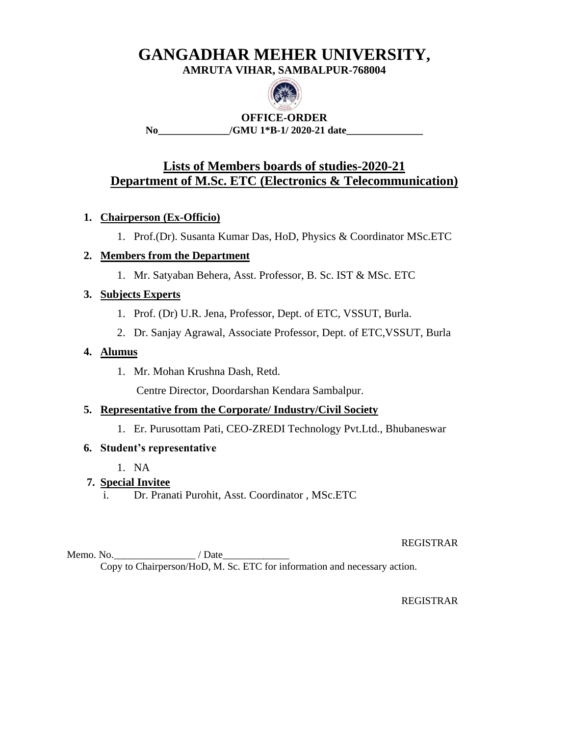# GANGADHAR MEHER UNIVERSITY,

**AMRUTA VIHAR, SAMBALPUR-768004**

**OFFICE-ORDER**

**No______________/GMU 1*B-1/ 2020-21 date_______________**

## Lists of Members boards of studies-2020-21
## Department of M.Sc. ETC (Electronics & Telecommunication)

1. **Chairperson (Ex-Officio)**
    1. Prof.(Dr). Susanta Kumar Das, HoD, Physics & Coordinator MSc.ETC
2. **Members from the Department**
    1. Mr. Satyaban Behera, Asst. Professor, B. Sc. IST & MSc. ETC
3. **Subjects Experts**
    1. Prof. (Dr) U.R. Jena, Professor, Dept. of ETC, VSSUT, Burla.
    2. Dr. Sanjay Agrawal, Associate Professor, Dept. of ETC,VSSUT, Burla
4. **Alumus**
    1. Mr. Mohan Krushna Dash, Retd.
       Centre Director, Doordarshan Kendara Sambalpur.
5. **Representative from the Corporate/ Industry/Civil Society**
    1. Er. Purusottam Pati, CEO-ZREDI Technology Pvt.Ltd., Bhubaneswar
6. **Student's representative**
    1. NA
7. **Special Invitee**
    i. Dr. Pranati Purohit, Asst. Coordinator , MSc.ETC

REGISTRAR

Memo. No.________________ / Date_____________

Copy to Chairperson/HoD, M. Sc. ETC for information and necessary action.

REGISTRAR